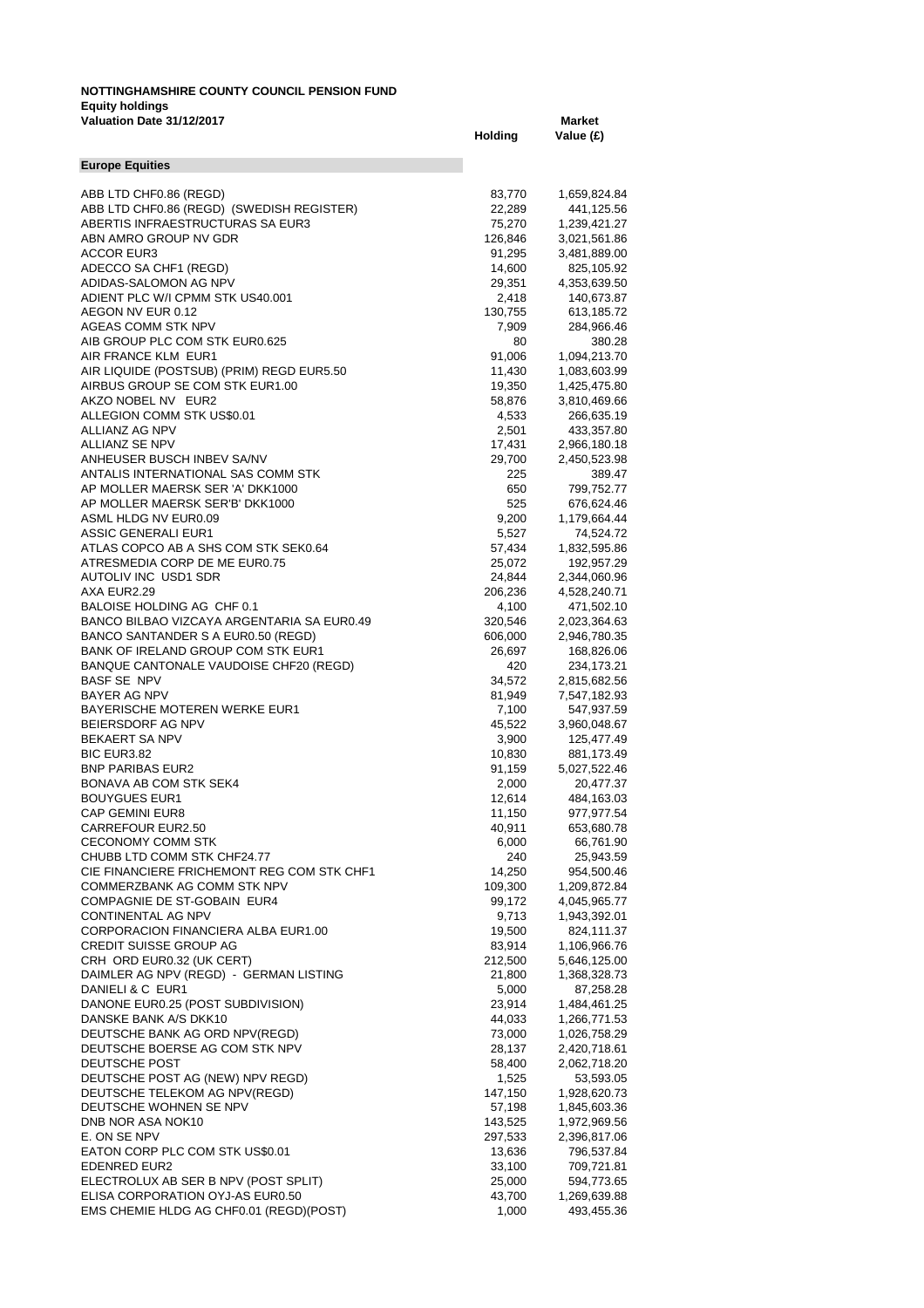**NOTTINGHAMSHIRE COUNTY COUNCIL PENSION FUND**
**Equity holdings**
**Valuation Date 31/12/2017**

| | Holding | Market Value (£) |
|---|---|---|
| **Europe Equities** | | |
| ABB LTD CHF0.86 (REGD) | 83,770 | 1,659,824.84 |
| ABB LTD CHF0.86 (REGD) (SWEDISH REGISTER) | 22,289 | 441,125.56 |
| ABERTIS INFRAESTRUCTURAS SA EUR3 | 75,270 | 1,239,421.27 |
| ABN AMRO GROUP NV GDR | 126,846 | 3,021,561.86 |
| ACCOR EUR3 | 91,295 | 3,481,889.00 |
| ADECCO SA CHF1 (REGD) | 14,600 | 825,105.92 |
| ADIDAS-SALOMON AG NPV | 29,351 | 4,353,639.50 |
| ADIENT PLC W/I CPMM STK US40.001 | 2,418 | 140,673.87 |
| AEGON NV EUR 0.12 | 130,755 | 613,185.72 |
| AGEAS COMM STK NPV | 7,909 | 284,966.46 |
| AIB GROUP PLC COM STK EUR0.625 | 80 | 380.28 |
| AIR FRANCE KLM EUR1 | 91,006 | 1,094,213.70 |
| AIR LIQUIDE (POSTSUB) (PRIM) REGD EUR5.50 | 11,430 | 1,083,603.99 |
| AIRBUS GROUP SE COM STK EUR1.00 | 19,350 | 1,425,475.80 |
| AKZO NOBEL NV EUR2 | 58,876 | 3,810,469.66 |
| ALLEGION COMM STK US$0.01 | 4,533 | 266,635.19 |
| ALLIANZ AG NPV | 2,501 | 433,357.80 |
| ALLIANZ SE NPV | 17,431 | 2,966,180.18 |
| ANHEUSER BUSCH INBEV SA/NV | 29,700 | 2,450,523.98 |
| ANTALIS INTERNATIONAL SAS COMM STK | 225 | 389.47 |
| AP MOLLER MAERSK SER 'A' DKK1000 | 650 | 799,752.77 |
| AP MOLLER MAERSK SER'B' DKK1000 | 525 | 676,624.46 |
| ASML HLDG NV EUR0.09 | 9,200 | 1,179,664.44 |
| ASSIC GENERALI EUR1 | 5,527 | 74,524.72 |
| ATLAS COPCO AB A SHS COM STK SEK0.64 | 57,434 | 1,832,595.86 |
| ATRESMEDIA CORP DE ME EUR0.75 | 25,072 | 192,957.29 |
| AUTOLIV INC USD1 SDR | 24,844 | 2,344,060.96 |
| AXA EUR2.29 | 206,236 | 4,528,240.71 |
| BALOISE HOLDING AG CHF 0.1 | 4,100 | 471,502.10 |
| BANCO BILBAO VIZCAYA ARGENTARIA SA EUR0.49 | 320,546 | 2,023,364.63 |
| BANCO SANTANDER S A EUR0.50 (REGD) | 606,000 | 2,946,780.35 |
| BANK OF IRELAND GROUP COM STK EUR1 | 26,697 | 168,826.06 |
| BANQUE CANTONALE VAUDOISE CHF20 (REGD) | 420 | 234,173.21 |
| BASF SE NPV | 34,572 | 2,815,682.56 |
| BAYER AG NPV | 81,949 | 7,547,182.93 |
| BAYERISCHE MOTEREN WERKE EUR1 | 7,100 | 547,937.59 |
| BEIERSDORF AG NPV | 45,522 | 3,960,048.67 |
| BEKAERT SA NPV | 3,900 | 125,477.49 |
| BIC EUR3.82 | 10,830 | 881,173.49 |
| BNP PARIBAS EUR2 | 91,159 | 5,027,522.46 |
| BONAVA AB COM STK SEK4 | 2,000 | 20,477.37 |
| BOUYGUES EUR1 | 12,614 | 484,163.03 |
| CAP GEMINI EUR8 | 11,150 | 977,977.54 |
| CARREFOUR EUR2.50 | 40,911 | 653,680.78 |
| CECONOMY COMM STK | 6,000 | 66,761.90 |
| CHUBB LTD COMM STK CHF24.77 | 240 | 25,943.59 |
| CIE FINANCIERE FRICHEMONT REG COM STK CHF1 | 14,250 | 954,500.46 |
| COMMERZBANK AG COMM STK NPV | 109,300 | 1,209,872.84 |
| COMPAGNIE DE ST-GOBAIN EUR4 | 99,172 | 4,045,965.77 |
| CONTINENTAL AG NPV | 9,713 | 1,943,392.01 |
| CORPORACION FINANCIERA ALBA EUR1.00 | 19,500 | 824,111.37 |
| CREDIT SUISSE GROUP AG | 83,914 | 1,106,966.76 |
| CRH ORD EUR0.32 (UK CERT) | 212,500 | 5,646,125.00 |
| DAIMLER AG NPV (REGD) - GERMAN LISTING | 21,800 | 1,368,328.73 |
| DANIELI & C EUR1 | 5,000 | 87,258.28 |
| DANONE EUR0.25 (POST SUBDIVISION) | 23,914 | 1,484,461.25 |
| DANSKE BANK A/S DKK10 | 44,033 | 1,266,771.53 |
| DEUTSCHE BANK AG ORD NPV(REGD) | 73,000 | 1,026,758.29 |
| DEUTSCHE BOERSE AG COM STK NPV | 28,137 | 2,420,718.61 |
| DEUTSCHE POST | 58,400 | 2,062,718.20 |
| DEUTSCHE POST AG (NEW) NPV REGD) | 1,525 | 53,593.05 |
| DEUTSCHE TELEKOM AG NPV(REGD) | 147,150 | 1,928,620.73 |
| DEUTSCHE WOHNEN SE NPV | 57,198 | 1,845,603.36 |
| DNB NOR ASA NOK10 | 143,525 | 1,972,969.56 |
| E. ON SE NPV | 297,533 | 2,396,817.06 |
| EATON CORP PLC COM STK US$0.01 | 13,636 | 796,537.84 |
| EDENRED EUR2 | 33,100 | 709,721.81 |
| ELECTROLUX AB SER B NPV (POST SPLIT) | 25,000 | 594,773.65 |
| ELISA CORPORATION OYJ-AS EUR0.50 | 43,700 | 1,269,639.88 |
| EMS CHEMIE HLDG AG CHF0.01 (REGD)(POST) | 1,000 | 493,455.36 |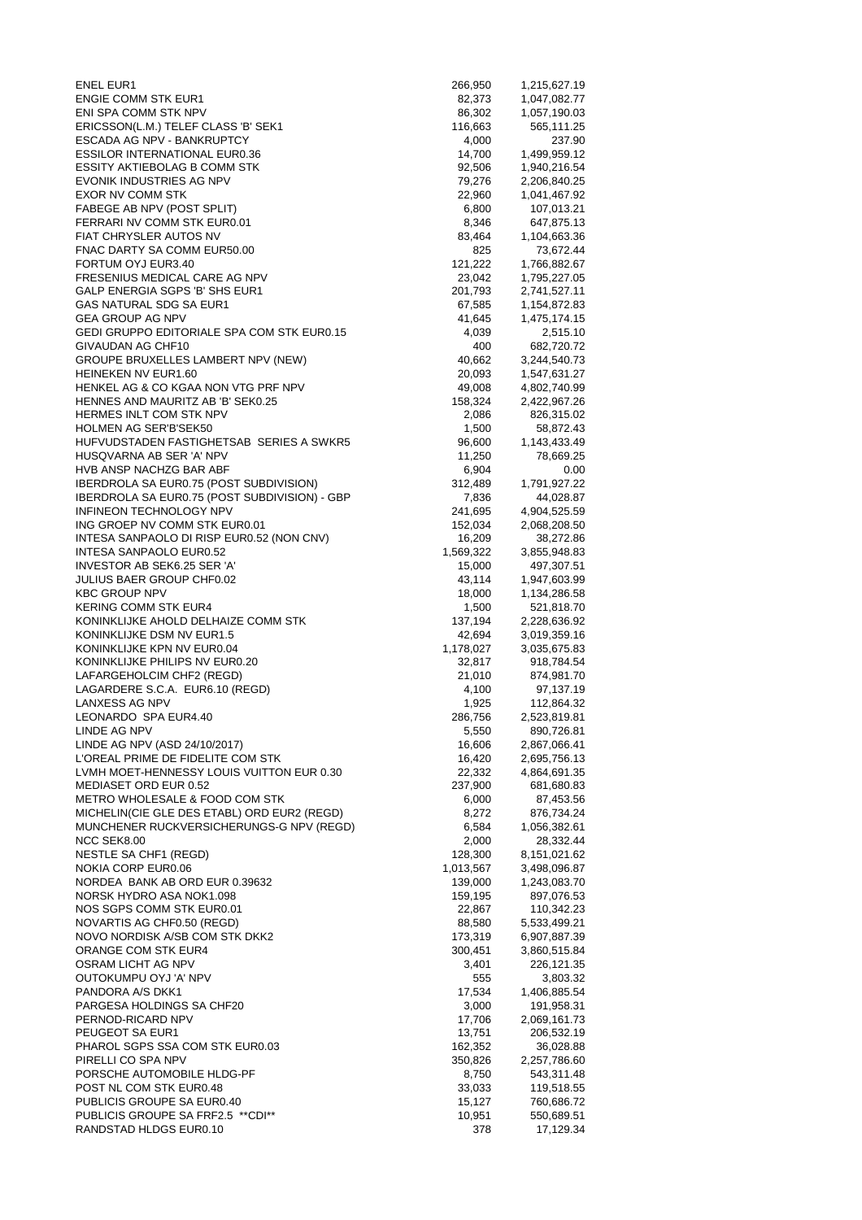| | | |
|---|---|---|
| ENEL EUR1 | 266,950 | 1,215,627.19 |
| ENGIE COMM STK EUR1 | 82,373 | 1,047,082.77 |
| ENI SPA COMM STK NPV | 86,302 | 1,057,190.03 |
| ERICSSON(L.M.) TELEF CLASS 'B' SEK1 | 116,663 | 565,111.25 |
| ESCADA AG NPV - BANKRUPTCY | 4,000 | 237.90 |
| ESSILOR INTERNATIONAL EUR0.36 | 14,700 | 1,499,959.12 |
| ESSITY AKTIEBOLAG B COMM STK | 92,506 | 1,940,216.54 |
| EVONIK INDUSTRIES AG NPV | 79,276 | 2,206,840.25 |
| EXOR NV COMM STK | 22,960 | 1,041,467.92 |
| FABEGE AB NPV (POST SPLIT) | 6,800 | 107,013.21 |
| FERRARI NV COMM STK EUR0.01 | 8,346 | 647,875.13 |
| FIAT CHRYSLER AUTOS NV | 83,464 | 1,104,663.36 |
| FNAC DARTY SA COMM EUR50.00 | 825 | 73,672.44 |
| FORTUM OYJ EUR3.40 | 121,222 | 1,766,882.67 |
| FRESENIUS MEDICAL CARE AG NPV | 23,042 | 1,795,227.05 |
| GALP ENERGIA SGPS 'B' SHS EUR1 | 201,793 | 2,741,527.11 |
| GAS NATURAL SDG SA EUR1 | 67,585 | 1,154,872.83 |
| GEA GROUP AG NPV | 41,645 | 1,475,174.15 |
| GEDI GRUPPO EDITORIALE SPA COM STK EUR0.15 | 4,039 | 2,515.10 |
| GIVAUDAN AG CHF10 | 400 | 682,720.72 |
| GROUPE BRUXELLES LAMBERT NPV (NEW) | 40,662 | 3,244,540.73 |
| HEINEKEN NV EUR1.60 | 20,093 | 1,547,631.27 |
| HENKEL AG & CO KGAA NON VTG PRF NPV | 49,008 | 4,802,740.99 |
| HENNES AND MAURITZ AB 'B' SEK0.25 | 158,324 | 2,422,967.26 |
| HERMES INLT COM STK NPV | 2,086 | 826,315.02 |
| HOLMEN AG SER'B'SEK50 | 1,500 | 58,872.43 |
| HUFVUDSTADEN FASTIGHETSAB SERIES A SWKR5 | 96,600 | 1,143,433.49 |
| HUSQVARNA AB SER 'A' NPV | 11,250 | 78,669.25 |
| HVB ANSP NACHZG BAR ABF | 6,904 | 0.00 |
| IBERDROLA SA EUR0.75 (POST SUBDIVISION) | 312,489 | 1,791,927.22 |
| IBERDROLA SA EUR0.75 (POST SUBDIVISION) - GBP | 7,836 | 44,028.87 |
| INFINEON TECHNOLOGY NPV | 241,695 | 4,904,525.59 |
| ING GROEP NV COMM STK EUR0.01 | 152,034 | 2,068,208.50 |
| INTESA SANPAOLO DI RISP EUR0.52 (NON CNV) | 16,209 | 38,272.86 |
| INTESA SANPAOLO EUR0.52 | 1,569,322 | 3,855,948.83 |
| INVESTOR AB SEK6.25 SER 'A' | 15,000 | 497,307.51 |
| JULIUS BAER GROUP CHF0.02 | 43,114 | 1,947,603.99 |
| KBC GROUP NPV | 18,000 | 1,134,286.58 |
| KERING COMM STK EUR4 | 1,500 | 521,818.70 |
| KONINKLIJKE AHOLD DELHAIZE COMM STK | 137,194 | 2,228,636.92 |
| KONINKLIJKE DSM NV EUR1.5 | 42,694 | 3,019,359.16 |
| KONINKLIJKE KPN NV EUR0.04 | 1,178,027 | 3,035,675.83 |
| KONINKLIJKE PHILIPS NV EUR0.20 | 32,817 | 918,784.54 |
| LAFARGEHOLCIM CHF2 (REGD) | 21,010 | 874,981.70 |
| LAGARDERE S.C.A. EUR6.10 (REGD) | 4,100 | 97,137.19 |
| LANXESS AG NPV | 1,925 | 112,864.32 |
| LEONARDO SPA EUR4.40 | 286,756 | 2,523,819.81 |
| LINDE AG NPV | 5,550 | 890,726.81 |
| LINDE AG NPV (ASD 24/10/2017) | 16,606 | 2,867,066.41 |
| L'OREAL PRIME DE FIDELITE COM STK | 16,420 | 2,695,756.13 |
| LVMH MOET-HENNESSY LOUIS VUITTON EUR 0.30 | 22,332 | 4,864,691.35 |
| MEDIASET ORD EUR 0.52 | 237,900 | 681,680.83 |
| METRO WHOLESALE & FOOD COM STK | 6,000 | 87,453.56 |
| MICHELIN(CIE GLE DES ETABL) ORD EUR2 (REGD) | 8,272 | 876,734.24 |
| MUNCHENER RUCKVERSICHERUNGS-G NPV (REGD) | 6,584 | 1,056,382.61 |
| NCC SEK8.00 | 2,000 | 28,332.44 |
| NESTLE SA CHF1 (REGD) | 128,300 | 8,151,021.62 |
| NOKIA CORP EUR0.06 | 1,013,567 | 3,498,096.87 |
| NORDEA BANK AB ORD EUR 0.39632 | 139,000 | 1,243,083.70 |
| NORSK HYDRO ASA NOK1.098 | 159,195 | 897,076.53 |
| NOS SGPS COMM STK EUR0.01 | 22,867 | 110,342.23 |
| NOVARTIS AG CHF0.50 (REGD) | 88,580 | 5,533,499.21 |
| NOVO NORDISK A/SB COM STK DKK2 | 173,319 | 6,907,887.39 |
| ORANGE COM STK EUR4 | 300,451 | 3,860,515.84 |
| OSRAM LICHT AG NPV | 3,401 | 226,121.35 |
| OUTOKUMPU OYJ 'A' NPV | 555 | 3,803.32 |
| PANDORA A/S DKK1 | 17,534 | 1,406,885.54 |
| PARGESA HOLDINGS SA CHF20 | 3,000 | 191,958.31 |
| PERNOD-RICARD NPV | 17,706 | 2,069,161.73 |
| PEUGEOT SA EUR1 | 13,751 | 206,532.19 |
| PHAROL SGPS SSA COM STK EUR0.03 | 162,352 | 36,028.88 |
| PIRELLI CO SPA NPV | 350,826 | 2,257,786.60 |
| PORSCHE AUTOMOBILE HLDG-PF | 8,750 | 543,311.48 |
| POST NL COM STK EUR0.48 | 33,033 | 119,518.55 |
| PUBLICIS GROUPE SA EUR0.40 | 15,127 | 760,686.72 |
| PUBLICIS GROUPE SA FRF2.5 **CDI** | 10,951 | 550,689.51 |
| RANDSTAD HLDGS EUR0.10 | 378 | 17,129.34 |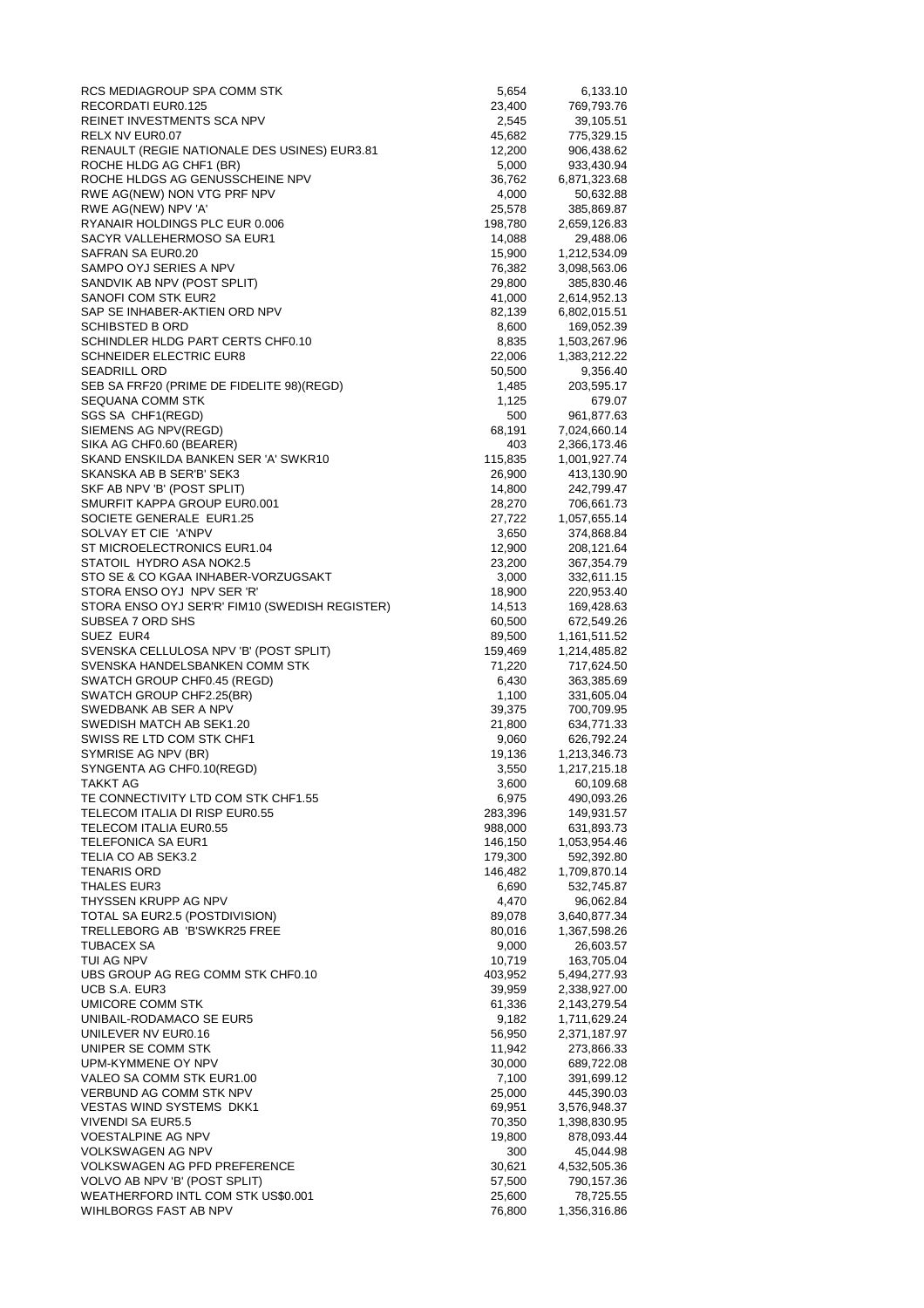| | | |
|---|---|---|
| RCS MEDIAGROUP SPA COMM STK | 5,654 | 6,133.10 |
| RECORDATI EUR0.125 | 23,400 | 769,793.76 |
| REINET INVESTMENTS SCA NPV | 2,545 | 39,105.51 |
| RELX NV EUR0.07 | 45,682 | 775,329.15 |
| RENAULT (REGIE NATIONALE DES USINES) EUR3.81 | 12,200 | 906,438.62 |
| ROCHE HLDG AG CHF1 (BR) | 5,000 | 933,430.94 |
| ROCHE HLDGS AG GENUSSCHEINE NPV | 36,762 | 6,871,323.68 |
| RWE AG(NEW) NON VTG PRF NPV | 4,000 | 50,632.88 |
| RWE AG(NEW) NPV 'A' | 25,578 | 385,869.87 |
| RYANAIR HOLDINGS PLC EUR 0.006 | 198,780 | 2,659,126.83 |
| SACYR VALLEHERMOSO SA EUR1 | 14,088 | 29,488.06 |
| SAFRAN SA EUR0.20 | 15,900 | 1,212,534.09 |
| SAMPO OYJ SERIES A NPV | 76,382 | 3,098,563.06 |
| SANDVIK AB NPV (POST SPLIT) | 29,800 | 385,830.46 |
| SANOFI COM STK EUR2 | 41,000 | 2,614,952.13 |
| SAP SE INHABER-AKTIEN ORD NPV | 82,139 | 6,802,015.51 |
| SCHIBSTED B ORD | 8,600 | 169,052.39 |
| SCHINDLER HLDG PART CERTS CHF0.10 | 8,835 | 1,503,267.96 |
| SCHNEIDER ELECTRIC EUR8 | 22,006 | 1,383,212.22 |
| SEADRILL ORD | 50,500 | 9,356.40 |
| SEB SA FRF20 (PRIME DE FIDELITE 98)(REGD) | 1,485 | 203,595.17 |
| SEQUANA COMM STK | 1,125 | 679.07 |
| SGS SA CHF1(REGD) | 500 | 961,877.63 |
| SIEMENS AG NPV(REGD) | 68,191 | 7,024,660.14 |
| SIKA AG CHF0.60 (BEARER) | 403 | 2,366,173.46 |
| SKAND ENSKILDA BANKEN SER 'A' SWKR10 | 115,835 | 1,001,927.74 |
| SKANSKA AB B SER'B' SEK3 | 26,900 | 413,130.90 |
| SKF AB NPV 'B' (POST SPLIT) | 14,800 | 242,799.47 |
| SMURFIT KAPPA GROUP EUR0.001 | 28,270 | 706,661.73 |
| SOCIETE GENERALE EUR1.25 | 27,722 | 1,057,655.14 |
| SOLVAY ET CIE 'A'NPV | 3,650 | 374,868.84 |
| ST MICROELECTRONICS EUR1.04 | 12,900 | 208,121.64 |
| STATOIL HYDRO ASA NOK2.5 | 23,200 | 367,354.79 |
| STO SE & CO KGAA INHABER-VORZUGSAKT | 3,000 | 332,611.15 |
| STORA ENSO OYJ NPV SER 'R' | 18,900 | 220,953.40 |
| STORA ENSO OYJ SER'R' FIM10 (SWEDISH REGISTER) | 14,513 | 169,428.63 |
| SUBSEA 7 ORD SHS | 60,500 | 672,549.26 |
| SUEZ EUR4 | 89,500 | 1,161,511.52 |
| SVENSKA CELLULOSA NPV 'B' (POST SPLIT) | 159,469 | 1,214,485.82 |
| SVENSKA HANDELSBANKEN COMM STK | 71,220 | 717,624.50 |
| SWATCH GROUP CHF0.45 (REGD) | 6,430 | 363,385.69 |
| SWATCH GROUP CHF2.25(BR) | 1,100 | 331,605.04 |
| SWEDBANK AB SER A NPV | 39,375 | 700,709.95 |
| SWEDISH MATCH AB SEK1.20 | 21,800 | 634,771.33 |
| SWISS RE LTD COM STK CHF1 | 9,060 | 626,792.24 |
| SYMRISE AG NPV (BR) | 19,136 | 1,213,346.73 |
| SYNGENTA AG CHF0.10(REGD) | 3,550 | 1,217,215.18 |
| TAKKT AG | 3,600 | 60,109.68 |
| TE CONNECTIVITY LTD COM STK CHF1.55 | 6,975 | 490,093.26 |
| TELECOM ITALIA DI RISP EUR0.55 | 283,396 | 149,931.57 |
| TELECOM ITALIA EUR0.55 | 988,000 | 631,893.73 |
| TELEFONICA SA EUR1 | 146,150 | 1,053,954.46 |
| TELIA CO AB SEK3.2 | 179,300 | 592,392.80 |
| TENARIS ORD | 146,482 | 1,709,870.14 |
| THALES EUR3 | 6,690 | 532,745.87 |
| THYSSEN KRUPP AG NPV | 4,470 | 96,062.84 |
| TOTAL SA EUR2.5 (POSTDIVISION) | 89,078 | 3,640,877.34 |
| TRELLEBORG AB 'B'SWKR25 FREE | 80,016 | 1,367,598.26 |
| TUBACEX SA | 9,000 | 26,603.57 |
| TUI AG NPV | 10,719 | 163,705.04 |
| UBS GROUP AG REG COMM STK CHF0.10 | 403,952 | 5,494,277.93 |
| UCB S.A. EUR3 | 39,959 | 2,338,927.00 |
| UMICORE COMM STK | 61,336 | 2,143,279.54 |
| UNIBAIL-RODAMACO SE EUR5 | 9,182 | 1,711,629.24 |
| UNILEVER NV EUR0.16 | 56,950 | 2,371,187.97 |
| UNIPER SE COMM STK | 11,942 | 273,866.33 |
| UPM-KYMMENE OY NPV | 30,000 | 689,722.08 |
| VALEO SA COMM STK EUR1.00 | 7,100 | 391,699.12 |
| VERBUND AG COMM STK NPV | 25,000 | 445,390.03 |
| VESTAS WIND SYSTEMS DKK1 | 69,951 | 3,576,948.37 |
| VIVENDI SA EUR5.5 | 70,350 | 1,398,830.95 |
| VOESTALPINE AG NPV | 19,800 | 878,093.44 |
| VOLKSWAGEN AG NPV | 300 | 45,044.98 |
| VOLKSWAGEN AG PFD PREFERENCE | 30,621 | 4,532,505.36 |
| VOLVO AB NPV 'B' (POST SPLIT) | 57,500 | 790,157.36 |
| WEATHERFORD INTL COM STK US$0.001 | 25,600 | 78,725.55 |
| WIHLBORGS FAST AB NPV | 76,800 | 1,356,316.86 |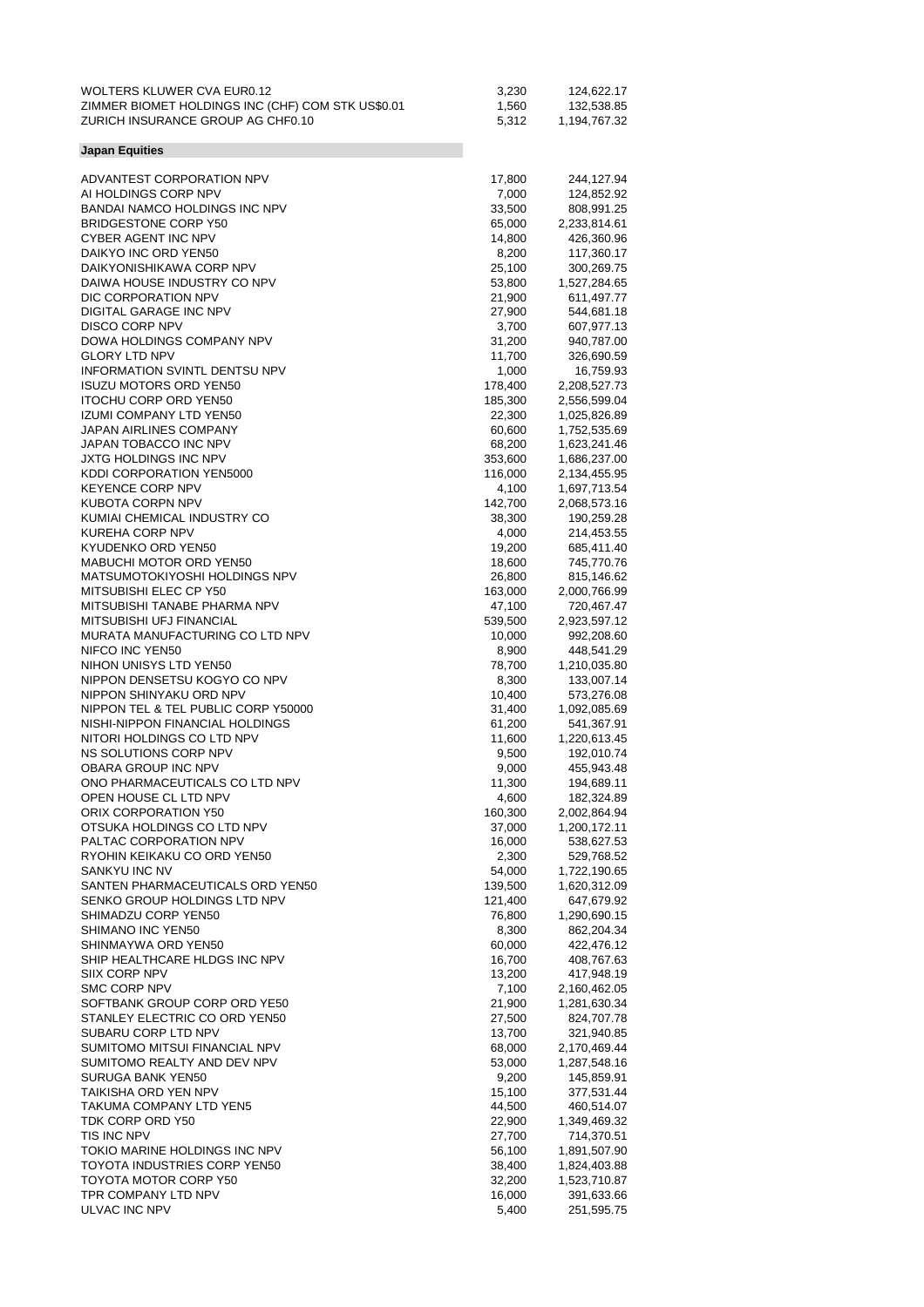| | | |
|---|---|---|
| WOLTERS KLUWER CVA EUR0.12 | 3,230 | 124,622.17 |
| ZIMMER BIOMET HOLDINGS INC (CHF) COM STK US$0.01 | 1,560 | 132,538.85 |
| ZURICH INSURANCE GROUP AG CHF0.10 | 5,312 | 1,194,767.32 |

**Japan Equities**

| | | |
|---|---|---|
| ADVANTEST CORPORATION NPV | 17,800 | 244,127.94 |
| AI HOLDINGS CORP NPV | 7,000 | 124,852.92 |
| BANDAI NAMCO HOLDINGS INC NPV | 33,500 | 808,991.25 |
| BRIDGESTONE CORP Y50 | 65,000 | 2,233,814.61 |
| CYBER AGENT INC NPV | 14,800 | 426,360.96 |
| DAIKYO INC ORD YEN50 | 8,200 | 117,360.17 |
| DAIKYONISHIKAWA CORP NPV | 25,100 | 300,269.75 |
| DAIWA HOUSE INDUSTRY CO NPV | 53,800 | 1,527,284.65 |
| DIC CORPORATION NPV | 21,900 | 611,497.77 |
| DIGITAL GARAGE INC NPV | 27,900 | 544,681.18 |
| DISCO CORP NPV | 3,700 | 607,977.13 |
| DOWA HOLDINGS COMPANY NPV | 31,200 | 940,787.00 |
| GLORY LTD NPV | 11,700 | 326,690.59 |
| INFORMATION SVINTL DENTSU NPV | 1,000 | 16,759.93 |
| ISUZU MOTORS ORD YEN50 | 178,400 | 2,208,527.73 |
| ITOCHU CORP ORD YEN50 | 185,300 | 2,556,599.04 |
| IZUMI COMPANY LTD YEN50 | 22,300 | 1,025,826.89 |
| JAPAN AIRLINES COMPANY | 60,600 | 1,752,535.69 |
| JAPAN TOBACCO INC NPV | 68,200 | 1,623,241.46 |
| JXTG HOLDINGS INC NPV | 353,600 | 1,686,237.00 |
| KDDI CORPORATION YEN5000 | 116,000 | 2,134,455.95 |
| KEYENCE CORP NPV | 4,100 | 1,697,713.54 |
| KUBOTA CORPN NPV | 142,700 | 2,068,573.16 |
| KUMIAI CHEMICAL INDUSTRY CO | 38,300 | 190,259.28 |
| KUREHA CORP NPV | 4,000 | 214,453.55 |
| KYUDENKO ORD YEN50 | 19,200 | 685,411.40 |
| MABUCHI MOTOR ORD YEN50 | 18,600 | 745,770.76 |
| MATSUMOTOKIYOSHI HOLDINGS NPV | 26,800 | 815,146.62 |
| MITSUBISHI ELEC CP Y50 | 163,000 | 2,000,766.99 |
| MITSUBISHI TANABE PHARMA NPV | 47,100 | 720,467.47 |
| MITSUBISHI UFJ FINANCIAL | 539,500 | 2,923,597.12 |
| MURATA MANUFACTURING CO LTD NPV | 10,000 | 992,208.60 |
| NIFCO INC YEN50 | 8,900 | 448,541.29 |
| NIHON UNISYS LTD YEN50 | 78,700 | 1,210,035.80 |
| NIPPON DENSETSU KOGYO CO NPV | 8,300 | 133,007.14 |
| NIPPON SHINYAKU ORD NPV | 10,400 | 573,276.08 |
| NIPPON TEL & TEL PUBLIC CORP Y50000 | 31,400 | 1,092,085.69 |
| NISHI-NIPPON FINANCIAL HOLDINGS | 61,200 | 541,367.91 |
| NITORI HOLDINGS CO LTD NPV | 11,600 | 1,220,613.45 |
| NS SOLUTIONS CORP NPV | 9,500 | 192,010.74 |
| OBARA GROUP INC NPV | 9,000 | 455,943.48 |
| ONO PHARMACEUTICALS CO LTD NPV | 11,300 | 194,689.11 |
| OPEN HOUSE CL LTD NPV | 4,600 | 182,324.89 |
| ORIX CORPORATION Y50 | 160,300 | 2,002,864.94 |
| OTSUKA HOLDINGS CO LTD NPV | 37,000 | 1,200,172.11 |
| PALTAC CORPORATION NPV | 16,000 | 538,627.53 |
| RYOHIN KEIKAKU CO ORD YEN50 | 2,300 | 529,768.52 |
| SANKYU INC NV | 54,000 | 1,722,190.65 |
| SANTEN PHARMACEUTICALS ORD YEN50 | 139,500 | 1,620,312.09 |
| SENKO GROUP HOLDINGS LTD NPV | 121,400 | 647,679.92 |
| SHIMADZU CORP YEN50 | 76,800 | 1,290,690.15 |
| SHIMANO INC YEN50 | 8,300 | 862,204.34 |
| SHINMAYWA ORD YEN50 | 60,000 | 422,476.12 |
| SHIP HEALTHCARE HLDGS INC NPV | 16,700 | 408,767.63 |
| SIIX CORP NPV | 13,200 | 417,948.19 |
| SMC CORP NPV | 7,100 | 2,160,462.05 |
| SOFTBANK GROUP CORP ORD YE50 | 21,900 | 1,281,630.34 |
| STANLEY ELECTRIC CO ORD YEN50 | 27,500 | 824,707.78 |
| SUBARU CORP LTD NPV | 13,700 | 321,940.85 |
| SUMITOMO MITSUI FINANCIAL NPV | 68,000 | 2,170,469.44 |
| SUMITOMO REALTY AND DEV NPV | 53,000 | 1,287,548.16 |
| SURUGA BANK YEN50 | 9,200 | 145,859.91 |
| TAIKISHA ORD YEN NPV | 15,100 | 377,531.44 |
| TAKUMA COMPANY LTD YEN5 | 44,500 | 460,514.07 |
| TDK CORP ORD Y50 | 22,900 | 1,349,469.32 |
| TIS INC NPV | 27,700 | 714,370.51 |
| TOKIO MARINE HOLDINGS INC NPV | 56,100 | 1,891,507.90 |
| TOYOTA INDUSTRIES CORP YEN50 | 38,400 | 1,824,403.88 |
| TOYOTA MOTOR CORP Y50 | 32,200 | 1,523,710.87 |
| TPR COMPANY LTD NPV | 16,000 | 391,633.66 |
| ULVAC INC NPV | 5,400 | 251,595.75 |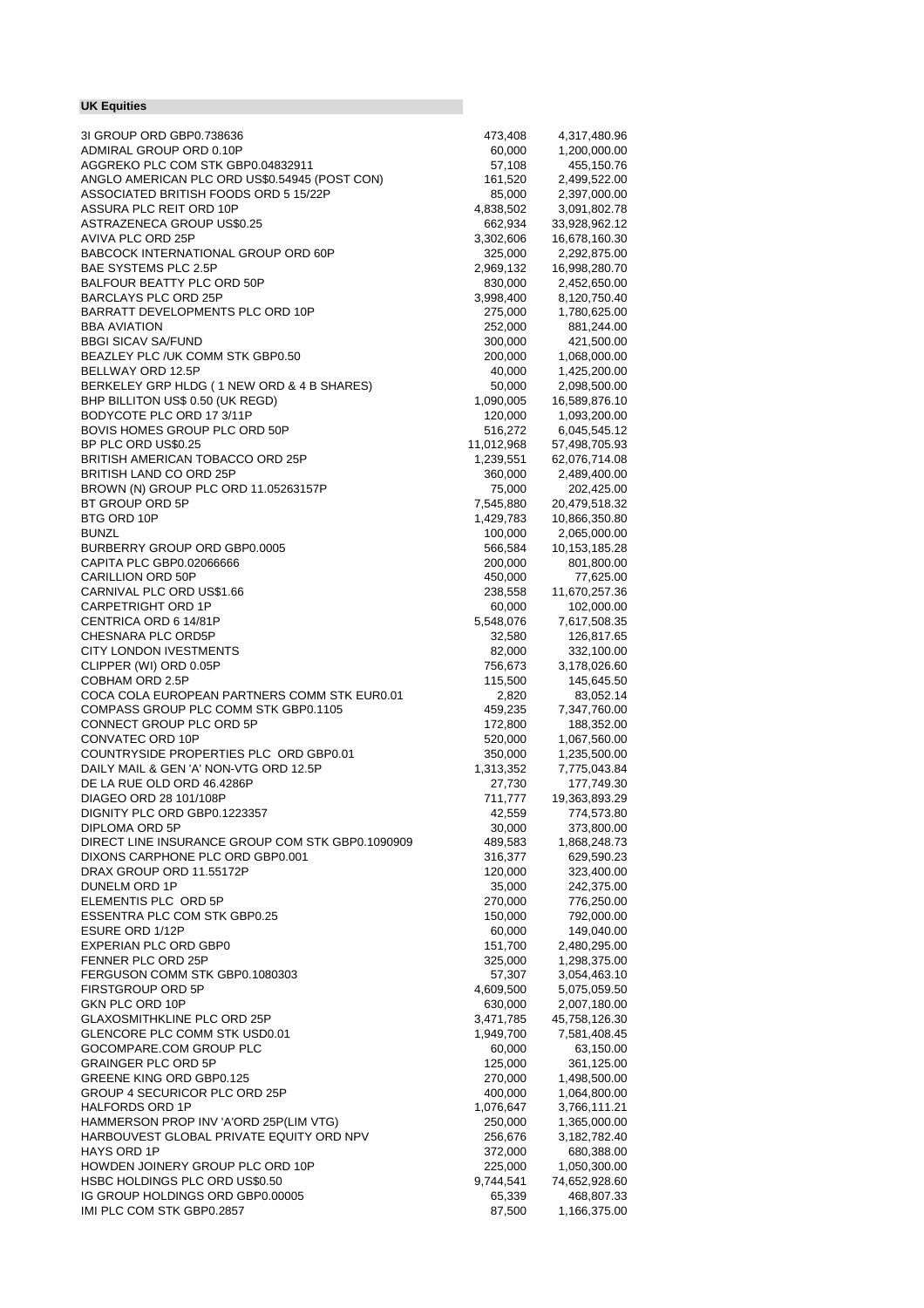## UK Equities

| | | |
|---|---|---|
| 3I GROUP ORD GBP0.738636 | 473,408 | 4,317,480.96 |
| ADMIRAL GROUP ORD 0.10P | 60,000 | 1,200,000.00 |
| AGGREKO PLC COM STK GBP0.04832911 | 57,108 | 455,150.76 |
| ANGLO AMERICAN PLC ORD US$0.54945 (POST CON) | 161,520 | 2,499,522.00 |
| ASSOCIATED BRITISH FOODS ORD 5 15/22P | 85,000 | 2,397,000.00 |
| ASSURA PLC REIT ORD 10P | 4,838,502 | 3,091,802.78 |
| ASTRAZENECA GROUP US$0.25 | 662,934 | 33,928,962.12 |
| AVIVA PLC ORD 25P | 3,302,606 | 16,678,160.30 |
| BABCOCK INTERNATIONAL GROUP ORD 60P | 325,000 | 2,292,875.00 |
| BAE SYSTEMS PLC 2.5P | 2,969,132 | 16,998,280.70 |
| BALFOUR BEATTY PLC ORD 50P | 830,000 | 2,452,650.00 |
| BARCLAYS PLC ORD 25P | 3,998,400 | 8,120,750.40 |
| BARRATT DEVELOPMENTS PLC ORD 10P | 275,000 | 1,780,625.00 |
| BBA AVIATION | 252,000 | 881,244.00 |
| BBGI SICAV SA/FUND | 300,000 | 421,500.00 |
| BEAZLEY PLC /UK COMM STK GBP0.50 | 200,000 | 1,068,000.00 |
| BELLWAY ORD 12.5P | 40,000 | 1,425,200.00 |
| BERKELEY GRP HLDG ( 1 NEW ORD & 4 B SHARES) | 50,000 | 2,098,500.00 |
| BHP BILLITON US$ 0.50 (UK REGD) | 1,090,005 | 16,589,876.10 |
| BODYCOTE PLC ORD 17 3/11P | 120,000 | 1,093,200.00 |
| BOVIS HOMES GROUP PLC ORD 50P | 516,272 | 6,045,545.12 |
| BP PLC ORD US$0.25 | 11,012,968 | 57,498,705.93 |
| BRITISH AMERICAN TOBACCO ORD 25P | 1,239,551 | 62,076,714.08 |
| BRITISH LAND CO ORD 25P | 360,000 | 2,489,400.00 |
| BROWN (N) GROUP PLC ORD 11.05263157P | 75,000 | 202,425.00 |
| BT GROUP ORD 5P | 7,545,880 | 20,479,518.32 |
| BTG ORD 10P | 1,429,783 | 10,866,350.80 |
| BUNZL | 100,000 | 2,065,000.00 |
| BURBERRY GROUP ORD GBP0.0005 | 566,584 | 10,153,185.28 |
| CAPITA PLC GBP0.02066666 | 200,000 | 801,800.00 |
| CARILLION ORD 50P | 450,000 | 77,625.00 |
| CARNIVAL PLC ORD US$1.66 | 238,558 | 11,670,257.36 |
| CARPETRIGHT ORD 1P | 60,000 | 102,000.00 |
| CENTRICA ORD 6 14/81P | 5,548,076 | 7,617,508.35 |
| CHESNARA PLC ORD5P | 32,580 | 126,817.65 |
| CITY LONDON IVESTMENTS | 82,000 | 332,100.00 |
| CLIPPER (WI) ORD 0.05P | 756,673 | 3,178,026.60 |
| COBHAM ORD 2.5P | 115,500 | 145,645.50 |
| COCA COLA EUROPEAN PARTNERS COMM STK EUR0.01 | 2,820 | 83,052.14 |
| COMPASS GROUP PLC COMM STK GBP0.1105 | 459,235 | 7,347,760.00 |
| CONNECT GROUP PLC ORD 5P | 172,800 | 188,352.00 |
| CONVATEC ORD 10P | 520,000 | 1,067,560.00 |
| COUNTRYSIDE PROPERTIES PLC ORD GBP0.01 | 350,000 | 1,235,500.00 |
| DAILY MAIL & GEN 'A' NON-VTG ORD 12.5P | 1,313,352 | 7,775,043.84 |
| DE LA RUE OLD ORD 46.4286P | 27,730 | 177,749.30 |
| DIAGEO ORD 28 101/108P | 711,777 | 19,363,893.29 |
| DIGNITY PLC ORD GBP0.1223357 | 42,559 | 774,573.80 |
| DIPLOMA ORD 5P | 30,000 | 373,800.00 |
| DIRECT LINE INSURANCE GROUP COM STK GBP0.1090909 | 489,583 | 1,868,248.73 |
| DIXONS CARPHONE PLC ORD GBP0.001 | 316,377 | 629,590.23 |
| DRAX GROUP ORD 11.55172P | 120,000 | 323,400.00 |
| DUNELM ORD 1P | 35,000 | 242,375.00 |
| ELEMENTIS PLC ORD 5P | 270,000 | 776,250.00 |
| ESSENTRA PLC COM STK GBP0.25 | 150,000 | 792,000.00 |
| ESURE ORD 1/12P | 60,000 | 149,040.00 |
| EXPERIAN PLC ORD GBP0 | 151,700 | 2,480,295.00 |
| FENNER PLC ORD 25P | 325,000 | 1,298,375.00 |
| FERGUSON COMM STK GBP0.1080303 | 57,307 | 3,054,463.10 |
| FIRSTGROUP ORD 5P | 4,609,500 | 5,075,059.50 |
| GKN PLC ORD 10P | 630,000 | 2,007,180.00 |
| GLAXOSMITHKLINE PLC ORD 25P | 3,471,785 | 45,758,126.30 |
| GLENCORE PLC COMM STK USD0.01 | 1,949,700 | 7,581,408.45 |
| GOCOMPARE.COM GROUP PLC | 60,000 | 63,150.00 |
| GRAINGER PLC ORD 5P | 125,000 | 361,125.00 |
| GREENE KING ORD GBP0.125 | 270,000 | 1,498,500.00 |
| GROUP 4 SECURICOR PLC ORD 25P | 400,000 | 1,064,800.00 |
| HALFORDS ORD 1P | 1,076,647 | 3,766,111.21 |
| HAMMERSON PROP INV 'A'ORD 25P(LIM VTG) | 250,000 | 1,365,000.00 |
| HARBOUVEST GLOBAL PRIVATE EQUITY ORD NPV | 256,676 | 3,182,782.40 |
| HAYS ORD 1P | 372,000 | 680,388.00 |
| HOWDEN JOINERY GROUP PLC ORD 10P | 225,000 | 1,050,300.00 |
| HSBC HOLDINGS PLC ORD US$0.50 | 9,744,541 | 74,652,928.60 |
| IG GROUP HOLDINGS ORD GBP0.00005 | 65,339 | 468,807.33 |
| IMI PLC COM STK GBP0.2857 | 87,500 | 1,166,375.00 |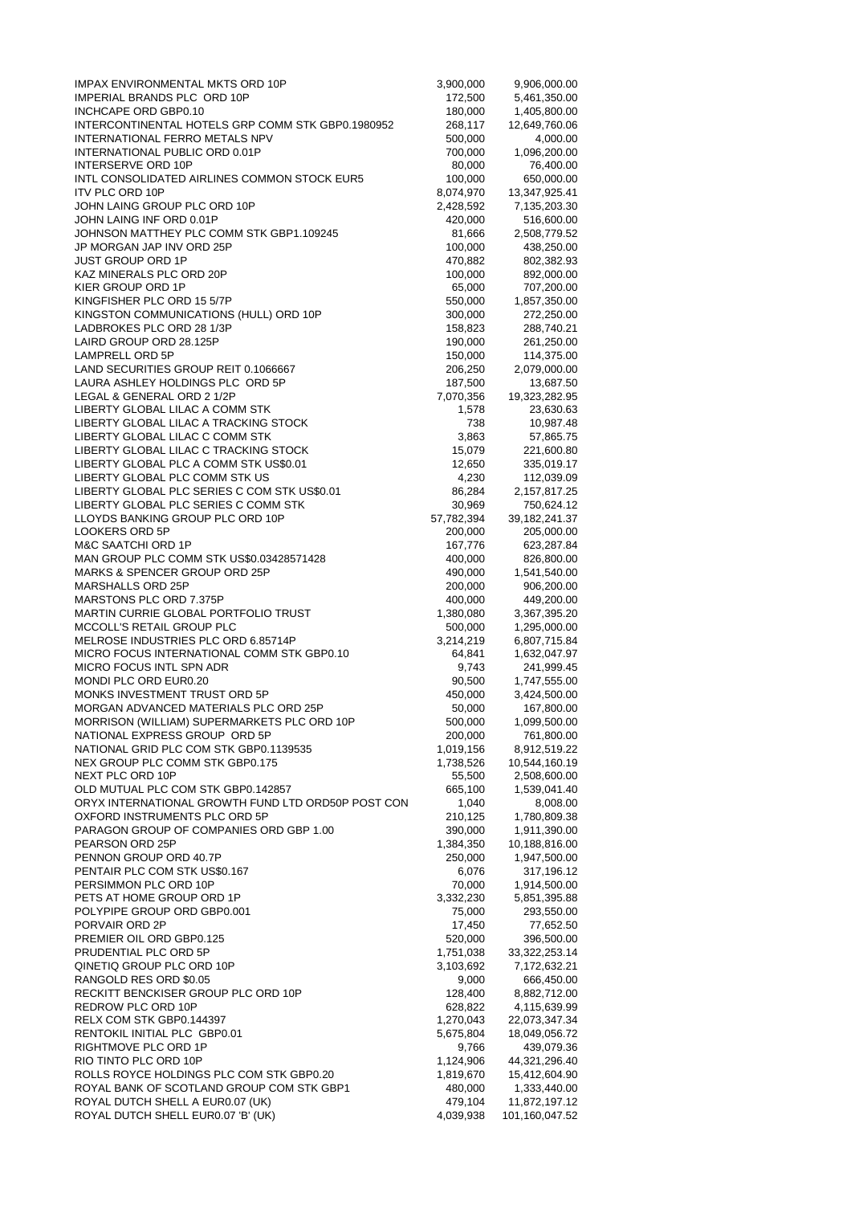| | | |
|---|---|---|
| IMPAX ENVIRONMENTAL MKTS ORD 10P | 3,900,000 | 9,906,000.00 |
| IMPERIAL BRANDS PLC ORD 10P | 172,500 | 5,461,350.00 |
| INCHCAPE ORD GBP0.10 | 180,000 | 1,405,800.00 |
| INTERCONTINENTAL HOTELS GRP COMM STK GBP0.1980952 | 268,117 | 12,649,760.06 |
| INTERNATIONAL FERRO METALS NPV | 500,000 | 4,000.00 |
| INTERNATIONAL PUBLIC ORD 0.01P | 700,000 | 1,096,200.00 |
| INTERSERVE ORD 10P | 80,000 | 76,400.00 |
| INTL CONSOLIDATED AIRLINES COMMON STOCK EUR5 | 100,000 | 650,000.00 |
| ITV PLC ORD 10P | 8,074,970 | 13,347,925.41 |
| JOHN LAING GROUP PLC ORD 10P | 2,428,592 | 7,135,203.30 |
| JOHN LAING INF ORD 0.01P | 420,000 | 516,600.00 |
| JOHNSON MATTHEY PLC COMM STK GBP1.109245 | 81,666 | 2,508,779.52 |
| JP MORGAN JAP INV ORD 25P | 100,000 | 438,250.00 |
| JUST GROUP ORD 1P | 470,882 | 802,382.93 |
| KAZ MINERALS PLC ORD 20P | 100,000 | 892,000.00 |
| KIER GROUP ORD 1P | 65,000 | 707,200.00 |
| KINGFISHER PLC ORD 15 5/7P | 550,000 | 1,857,350.00 |
| KINGSTON COMMUNICATIONS (HULL) ORD 10P | 300,000 | 272,250.00 |
| LADBROKES PLC ORD 28 1/3P | 158,823 | 288,740.21 |
| LAIRD GROUP ORD 28.125P | 190,000 | 261,250.00 |
| LAMPRELL ORD 5P | 150,000 | 114,375.00 |
| LAND SECURITIES GROUP REIT 0.1066667 | 206,250 | 2,079,000.00 |
| LAURA ASHLEY HOLDINGS PLC ORD 5P | 187,500 | 13,687.50 |
| LEGAL & GENERAL ORD 2 1/2P | 7,070,356 | 19,323,282.95 |
| LIBERTY GLOBAL LILAC A COMM STK | 1,578 | 23,630.63 |
| LIBERTY GLOBAL LILAC A TRACKING STOCK | 738 | 10,987.48 |
| LIBERTY GLOBAL LILAC C COMM STK | 3,863 | 57,865.75 |
| LIBERTY GLOBAL LILAC C TRACKING STOCK | 15,079 | 221,600.80 |
| LIBERTY GLOBAL PLC A COMM STK US$0.01 | 12,650 | 335,019.17 |
| LIBERTY GLOBAL PLC COMM STK US | 4,230 | 112,039.09 |
| LIBERTY GLOBAL PLC SERIES C COM STK US$0.01 | 86,284 | 2,157,817.25 |
| LIBERTY GLOBAL PLC SERIES C COMM STK | 30,969 | 750,624.12 |
| LLOYDS BANKING GROUP PLC ORD 10P | 57,782,394 | 39,182,241.37 |
| LOOKERS ORD 5P | 200,000 | 205,000.00 |
| M&C SAATCHI ORD 1P | 167,776 | 623,287.84 |
| MAN GROUP PLC COMM STK US$0.03428571428 | 400,000 | 826,800.00 |
| MARKS & SPENCER GROUP ORD 25P | 490,000 | 1,541,540.00 |
| MARSHALLS ORD 25P | 200,000 | 906,200.00 |
| MARSTONS PLC ORD 7.375P | 400,000 | 449,200.00 |
| MARTIN CURRIE GLOBAL PORTFOLIO TRUST | 1,380,080 | 3,367,395.20 |
| MCCOLL'S RETAIL GROUP PLC | 500,000 | 1,295,000.00 |
| MELROSE INDUSTRIES PLC ORD 6.85714P | 3,214,219 | 6,807,715.84 |
| MICRO FOCUS INTERNATIONAL COMM STK GBP0.10 | 64,841 | 1,632,047.97 |
| MICRO FOCUS INTL SPN ADR | 9,743 | 241,999.45 |
| MONDI PLC ORD EUR0.20 | 90,500 | 1,747,555.00 |
| MONKS INVESTMENT TRUST ORD 5P | 450,000 | 3,424,500.00 |
| MORGAN ADVANCED MATERIALS PLC ORD 25P | 50,000 | 167,800.00 |
| MORRISON (WILLIAM) SUPERMARKETS PLC ORD 10P | 500,000 | 1,099,500.00 |
| NATIONAL EXPRESS GROUP ORD 5P | 200,000 | 761,800.00 |
| NATIONAL GRID PLC COM STK GBP0.1139535 | 1,019,156 | 8,912,519.22 |
| NEX GROUP PLC COMM STK GBP0.175 | 1,738,526 | 10,544,160.19 |
| NEXT PLC ORD 10P | 55,500 | 2,508,600.00 |
| OLD MUTUAL PLC COM STK GBP0.142857 | 665,100 | 1,539,041.40 |
| ORYX INTERNATIONAL GROWTH FUND LTD ORD50P POST CON | 1,040 | 8,008.00 |
| OXFORD INSTRUMENTS PLC ORD 5P | 210,125 | 1,780,809.38 |
| PARAGON GROUP OF COMPANIES ORD GBP 1.00 | 390,000 | 1,911,390.00 |
| PEARSON ORD 25P | 1,384,350 | 10,188,816.00 |
| PENNON GROUP ORD 40.7P | 250,000 | 1,947,500.00 |
| PENTAIR PLC COM STK US$0.167 | 6,076 | 317,196.12 |
| PERSIMMON PLC ORD 10P | 70,000 | 1,914,500.00 |
| PETS AT HOME GROUP ORD 1P | 3,332,230 | 5,851,395.88 |
| POLYPIPE GROUP ORD GBP0.001 | 75,000 | 293,550.00 |
| PORVAIR ORD 2P | 17,450 | 77,652.50 |
| PREMIER OIL ORD GBP0.125 | 520,000 | 396,500.00 |
| PRUDENTIAL PLC ORD 5P | 1,751,038 | 33,322,253.14 |
| QINETIQ GROUP PLC ORD 10P | 3,103,692 | 7,172,632.21 |
| RANGOLD RES ORD $0.05 | 9,000 | 666,450.00 |
| RECKITT BENCKISER GROUP PLC ORD 10P | 128,400 | 8,882,712.00 |
| REDROW PLC ORD 10P | 628,822 | 4,115,639.99 |
| RELX COM STK GBP0.144397 | 1,270,043 | 22,073,347.34 |
| RENTOKIL INITIAL PLC GBP0.01 | 5,675,804 | 18,049,056.72 |
| RIGHTMOVE PLC ORD 1P | 9,766 | 439,079.36 |
| RIO TINTO PLC ORD 10P | 1,124,906 | 44,321,296.40 |
| ROLLS ROYCE HOLDINGS PLC COM STK GBP0.20 | 1,819,670 | 15,412,604.90 |
| ROYAL BANK OF SCOTLAND GROUP COM STK GBP1 | 480,000 | 1,333,440.00 |
| ROYAL DUTCH SHELL A EUR0.07 (UK) | 479,104 | 11,872,197.12 |
| ROYAL DUTCH SHELL EUR0.07 'B' (UK) | 4,039,938 | 101,160,047.52 |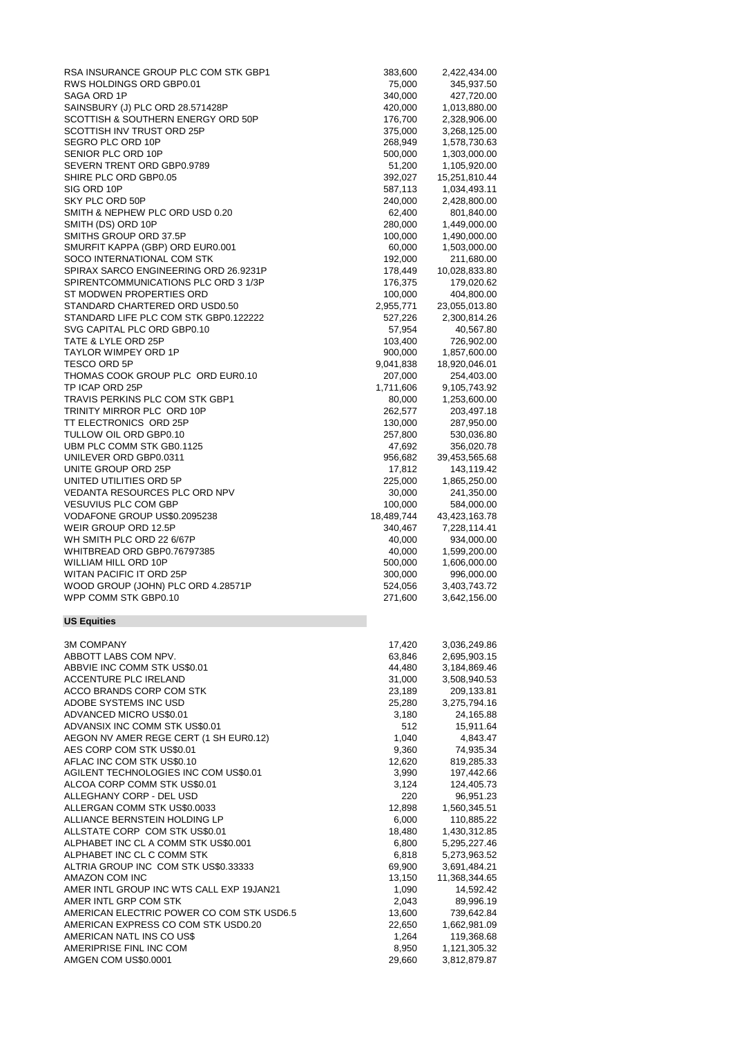| | | |
|---|---|---|
| RSA INSURANCE GROUP PLC COM STK GBP1 | 383,600 | 2,422,434.00 |
| RWS HOLDINGS ORD GBP0.01 | 75,000 | 345,937.50 |
| SAGA ORD 1P | 340,000 | 427,720.00 |
| SAINSBURY (J) PLC ORD 28.571428P | 420,000 | 1,013,880.00 |
| SCOTTISH & SOUTHERN ENERGY ORD 50P | 176,700 | 2,328,906.00 |
| SCOTTISH INV TRUST ORD 25P | 375,000 | 3,268,125.00 |
| SEGRO PLC ORD 10P | 268,949 | 1,578,730.63 |
| SENIOR PLC ORD 10P | 500,000 | 1,303,000.00 |
| SEVERN TRENT ORD GBP0.9789 | 51,200 | 1,105,920.00 |
| SHIRE PLC ORD GBP0.05 | 392,027 | 15,251,810.44 |
| SIG ORD 10P | 587,113 | 1,034,493.11 |
| SKY PLC ORD 50P | 240,000 | 2,428,800.00 |
| SMITH & NEPHEW PLC ORD USD 0.20 | 62,400 | 801,840.00 |
| SMITH (DS) ORD 10P | 280,000 | 1,449,000.00 |
| SMITHS GROUP ORD 37.5P | 100,000 | 1,490,000.00 |
| SMURFIT KAPPA (GBP) ORD EUR0.001 | 60,000 | 1,503,000.00 |
| SOCO INTERNATIONAL COM STK | 192,000 | 211,680.00 |
| SPIRAX SARCO ENGINEERING ORD 26.9231P | 178,449 | 10,028,833.80 |
| SPIRENTCOMMUNICATIONS PLC ORD 3 1/3P | 176,375 | 179,020.62 |
| ST MODWEN PROPERTIES ORD | 100,000 | 404,800.00 |
| STANDARD CHARTERED ORD USD0.50 | 2,955,771 | 23,055,013.80 |
| STANDARD LIFE PLC COM STK GBP0.122222 | 527,226 | 2,300,814.26 |
| SVG CAPITAL PLC ORD GBP0.10 | 57,954 | 40,567.80 |
| TATE & LYLE ORD 25P | 103,400 | 726,902.00 |
| TAYLOR WIMPEY ORD 1P | 900,000 | 1,857,600.00 |
| TESCO ORD 5P | 9,041,838 | 18,920,046.01 |
| THOMAS COOK GROUP PLC ORD EUR0.10 | 207,000 | 254,403.00 |
| TP ICAP ORD 25P | 1,711,606 | 9,105,743.92 |
| TRAVIS PERKINS PLC COM STK GBP1 | 80,000 | 1,253,600.00 |
| TRINITY MIRROR PLC ORD 10P | 262,577 | 203,497.18 |
| TT ELECTRONICS ORD 25P | 130,000 | 287,950.00 |
| TULLOW OIL ORD GBP0.10 | 257,800 | 530,036.80 |
| UBM PLC COMM STK GB0.1125 | 47,692 | 356,020.78 |
| UNILEVER ORD GBP0.0311 | 956,682 | 39,453,565.68 |
| UNITE GROUP ORD 25P | 17,812 | 143,119.42 |
| UNITED UTILITIES ORD 5P | 225,000 | 1,865,250.00 |
| VEDANTA RESOURCES PLC ORD NPV | 30,000 | 241,350.00 |
| VESUVIUS PLC COM GBP | 100,000 | 584,000.00 |
| VODAFONE GROUP US$0.2095238 | 18,489,744 | 43,423,163.78 |
| WEIR GROUP ORD 12.5P | 340,467 | 7,228,114.41 |
| WH SMITH PLC ORD 22 6/67P | 40,000 | 934,000.00 |
| WHITBREAD ORD GBP0.76797385 | 40,000 | 1,599,200.00 |
| WILLIAM HILL ORD 10P | 500,000 | 1,606,000.00 |
| WITAN PACIFIC IT ORD 25P | 300,000 | 996,000.00 |
| WOOD GROUP (JOHN) PLC ORD 4.28571P | 524,056 | 3,403,743.72 |
| WPP COMM STK GBP0.10 | 271,600 | 3,642,156.00 |

**US Equities**

| | | |
|---|---|---|
| 3M COMPANY | 17,420 | 3,036,249.86 |
| ABBOTT LABS COM NPV. | 63,846 | 2,695,903.15 |
| ABBVIE INC COMM STK US$0.01 | 44,480 | 3,184,869.46 |
| ACCENTURE PLC IRELAND | 31,000 | 3,508,940.53 |
| ACCO BRANDS CORP COM STK | 23,189 | 209,133.81 |
| ADOBE SYSTEMS INC USD | 25,280 | 3,275,794.16 |
| ADVANCED MICRO US$0.01 | 3,180 | 24,165.88 |
| ADVANSIX INC COMM STK US$0.01 | 512 | 15,911.64 |
| AEGON NV AMER REGE CERT (1 SH EUR0.12) | 1,040 | 4,843.47 |
| AES CORP COM STK US$0.01 | 9,360 | 74,935.34 |
| AFLAC INC COM STK US$0.10 | 12,620 | 819,285.33 |
| AGILENT TECHNOLOGIES INC COM US$0.01 | 3,990 | 197,442.66 |
| ALCOA CORP COMM STK US$0.01 | 3,124 | 124,405.73 |
| ALLEGHANY CORP - DEL USD | 220 | 96,951.23 |
| ALLERGAN COMM STK US$0.0033 | 12,898 | 1,560,345.51 |
| ALLIANCE BERNSTEIN HOLDING LP | 6,000 | 110,885.22 |
| ALLSTATE CORP COM STK US$0.01 | 18,480 | 1,430,312.85 |
| ALPHABET INC CL A COMM STK US$0.001 | 6,800 | 5,295,227.46 |
| ALPHABET INC CL C COMM STK | 6,818 | 5,273,963.52 |
| ALTRIA GROUP INC COM STK US$0.33333 | 69,900 | 3,691,484.21 |
| AMAZON COM INC | 13,150 | 11,368,344.65 |
| AMER INTL GROUP INC WTS CALL EXP 19JAN21 | 1,090 | 14,592.42 |
| AMER INTL GRP COM STK | 2,043 | 89,996.19 |
| AMERICAN ELECTRIC POWER CO COM STK USD6.5 | 13,600 | 739,642.84 |
| AMERICAN EXPRESS CO COM STK USD0.20 | 22,650 | 1,662,981.09 |
| AMERICAN NATL INS CO US$ | 1,264 | 119,368.68 |
| AMERIPRISE FINL INC COM | 8,950 | 1,121,305.32 |
| AMGEN COM US$0.0001 | 29,660 | 3,812,879.87 |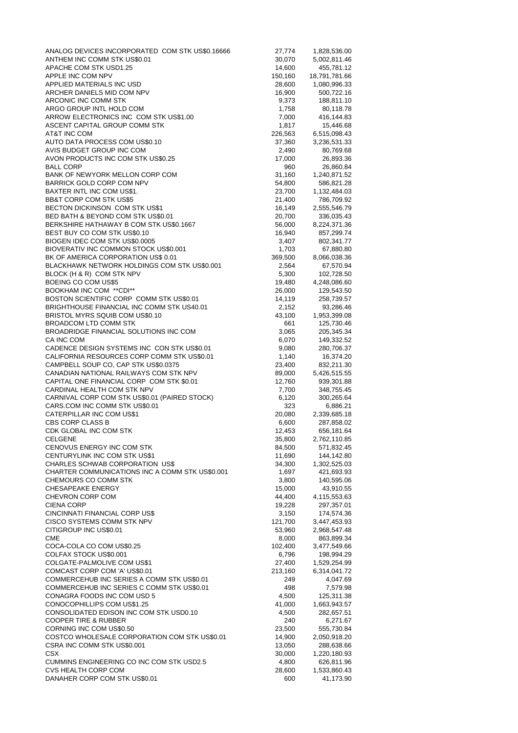| | | |
|---|---|---|
| ANALOG DEVICES INCORPORATED COM STK US$0.16666 | 27,774 | 1,828,536.00 |
| ANTHEM INC COMM STK US$0.01 | 30,070 | 5,002,811.46 |
| APACHE COM STK USD1.25 | 14,600 | 455,781.12 |
| APPLE INC COM NPV | 150,160 | 18,791,781.66 |
| APPLIED MATERIALS INC USD | 28,600 | 1,080,996.33 |
| ARCHER DANIELS MID COM NPV | 16,900 | 500,722.16 |
| ARCONIC INC COMM STK | 9,373 | 188,811.10 |
| ARGO GROUP INTL HOLD COM | 1,758 | 80,118.78 |
| ARROW ELECTRONICS INC COM STK US$1.00 | 7,000 | 416,144.83 |
| ASCENT CAPITAL GROUP COMM STK | 1,817 | 15,446.68 |
| AT&T INC COM | 226,563 | 6,515,098.43 |
| AUTO DATA PROCESS COM US$0.10 | 37,360 | 3,236,531.33 |
| AVIS BUDGET GROUP INC COM | 2,490 | 80,769.68 |
| AVON PRODUCTS INC COM STK US$0.25 | 17,000 | 26,893.36 |
| BALL CORP | 960 | 26,860.84 |
| BANK OF NEWYORK MELLON CORP COM | 31,160 | 1,240,871.52 |
| BARRICK GOLD CORP COM NPV | 54,800 | 586,821.28 |
| BAXTER INTL INC COM US$1. | 23,700 | 1,132,484.03 |
| BB&T CORP COM STK US$5 | 21,400 | 786,709.92 |
| BECTON DICKINSON COM STK US$1 | 16,149 | 2,555,546.79 |
| BED BATH & BEYOND COM STK US$0.01 | 20,700 | 336,035.43 |
| BERKSHIRE HATHAWAY B COM STK US$0.1667 | 56,000 | 8,224,371.36 |
| BEST BUY CO COM STK US$0.10 | 16,940 | 857,299.74 |
| BIOGEN IDEC COM STK US$0.0005 | 3,407 | 802,341.77 |
| BIOVERATIV INC COMMON STOCK US$0.001 | 1,703 | 67,880.80 |
| BK OF AMERICA CORPORATION US$ 0.01 | 369,500 | 8,066,038.36 |
| BLACKHAWK NETWORK HOLDINGS COM STK US$0.001 | 2,564 | 67,570.94 |
| BLOCK (H & R) COM STK NPV | 5,300 | 102,728.50 |
| BOEING CO COM US$5 | 19,480 | 4,248,086.60 |
| BOOKHAM INC COM **CDI** | 26,000 | 129,543.50 |
| BOSTON SCIENTIFIC CORP COMM STK US$0.01 | 14,119 | 258,739.57 |
| BRIGHTHOUSE FINANCIAL INC COMM STK US40.01 | 2,152 | 93,286.46 |
| BRISTOL MYRS SQUIB COM US$0.10 | 43,100 | 1,953,399.08 |
| BROADCOM LTD COMM STK | 661 | 125,730.46 |
| BROADRIDGE FINANCIAL SOLUTIONS INC COM | 3,065 | 205,345.34 |
| CA INC COM | 6,070 | 149,332.52 |
| CADENCE DESIGN SYSTEMS INC CON STK US$0.01 | 9,080 | 280,706.37 |
| CALIFORNIA RESOURCES CORP COMM STK US$0.01 | 1,140 | 16,374.20 |
| CAMPBELL SOUP CO, CAP STK US$0.0375 | 23,400 | 832,211.30 |
| CANADIAN NATIONAL RAILWAYS COM STK NPV | 89,000 | 5,426,515.55 |
| CAPITAL ONE FINANCIAL CORP COM STK $0.01 | 12,760 | 939,301.88 |
| CARDINAL HEALTH COM STK NPV | 7,700 | 348,755.45 |
| CARNIVAL CORP COM STK US$0.01 (PAIRED STOCK) | 6,120 | 300,265.64 |
| CARS.COM INC COMM STK US$0.01 | 323 | 6,886.21 |
| CATERPILLAR INC COM US$1 | 20,080 | 2,339,685.18 |
| CBS CORP CLASS B | 6,600 | 287,858.02 |
| CDK GLOBAL INC COM STK | 12,453 | 656,181.64 |
| CELGENE | 35,800 | 2,762,110.85 |
| CENOVUS ENERGY INC COM STK | 84,500 | 571,832.45 |
| CENTURYLINK INC COM STK US$1 | 11,690 | 144,142.80 |
| CHARLES SCHWAB CORPORATION US$ | 34,300 | 1,302,525.03 |
| CHARTER COMMUNICATIONS INC A COMM STK US$0.001 | 1,697 | 421,693.93 |
| CHEMOURS CO COMM STK | 3,800 | 140,595.06 |
| CHESAPEAKE ENERGY | 15,000 | 43,910.55 |
| CHEVRON CORP COM | 44,400 | 4,115,553.63 |
| CIENA CORP | 19,228 | 297,357.01 |
| CINCINNATI FINANCIAL CORP US$ | 3,150 | 174,574.36 |
| CISCO SYSTEMS COMM STK NPV | 121,700 | 3,447,453.93 |
| CITIGROUP INC US$0.01 | 53,960 | 2,968,547.48 |
| CME | 8,000 | 863,899.34 |
| COCA-COLA CO COM US$0.25 | 102,400 | 3,477,549.66 |
| COLFAX STOCK US$0.001 | 6,796 | 198,994.29 |
| COLGATE-PALMOLIVE COM US$1 | 27,400 | 1,529,254.99 |
| COMCAST CORP COM 'A' US$0.01 | 213,160 | 6,314,041.72 |
| COMMERCEHUB INC SERIES A COMM STK US$0.01 | 249 | 4,047.69 |
| COMMERCEHUB INC SERIES C COMM STK US$0.01 | 498 | 7,579.98 |
| CONAGRA FOODS INC COM USD 5 | 4,500 | 125,311.38 |
| CONOCOPHILLIPS COM US$1.25 | 41,000 | 1,663,943.57 |
| CONSOLIDATED EDISON INC COM STK USD0.10 | 4,500 | 282,657.51 |
| COOPER TIRE & RUBBER | 240 | 6,271.67 |
| CORNING INC COM US$0.50 | 23,500 | 555,730.84 |
| COSTCO WHOLESALE CORPORATION COM STK US$0.01 | 14,900 | 2,050,918.20 |
| CSRA INC COMM STK US$0.001 | 13,050 | 288,638.66 |
| CSX | 30,000 | 1,220,180.93 |
| CUMMINS ENGINEERING CO INC COM STK USD2.5 | 4,800 | 626,811.96 |
| CVS HEALTH CORP COM | 28,600 | 1,533,860.43 |
| DANAHER CORP COM STK US$0.01 | 600 | 41,173.90 |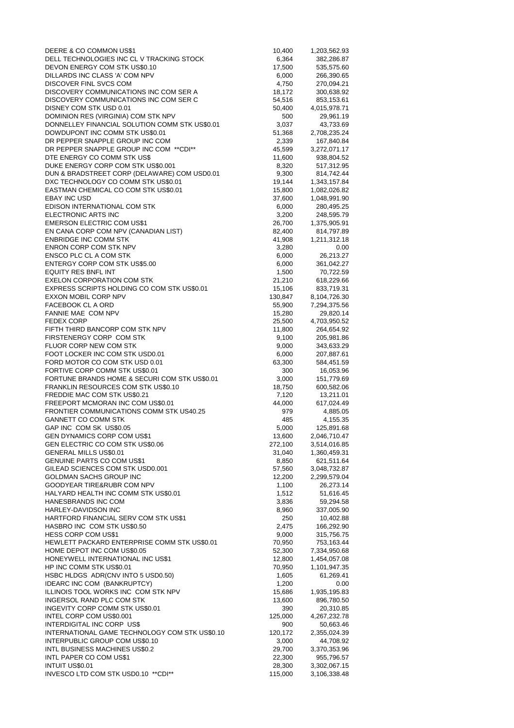| | | |
|---|---|---|
| DEERE & CO COMMON US$1 | 10,400 | 1,203,562.93 |
| DELL TECHNOLOGIES INC CL V TRACKING STOCK | 6,364 | 382,286.87 |
| DEVON ENERGY COM STK US$0.10 | 17,500 | 535,575.60 |
| DILLARDS INC CLASS 'A' COM NPV | 6,000 | 266,390.65 |
| DISCOVER FINL SVCS COM | 4,750 | 270,094.21 |
| DISCOVERY COMMUNICATIONS INC COM SER A | 18,172 | 300,638.92 |
| DISCOVERY COMMUNICATIONS INC COM SER C | 54,516 | 853,153.61 |
| DISNEY COM STK USD 0.01 | 50,400 | 4,015,978.71 |
| DOMINION RES (VIRGINIA) COM STK NPV | 500 | 29,961.19 |
| DONNELLEY FINANCIAL SOLUTION COMM STK US$0.01 | 3,037 | 43,733.69 |
| DOWDUPONT INC COMM STK US$0.01 | 51,368 | 2,708,235.24 |
| DR PEPPER SNAPPLE GROUP INC COM | 2,339 | 167,840.84 |
| DR PEPPER SNAPPLE GROUP INC COM **CDI** | 45,599 | 3,272,071.17 |
| DTE ENERGY CO COMM STK US$ | 11,600 | 938,804.52 |
| DUKE ENERGY CORP COM STK US$0.001 | 8,320 | 517,312.95 |
| DUN & BRADSTREET CORP (DELAWARE) COM USD0.01 | 9,300 | 814,742.44 |
| DXC TECHNOLOGY CO COMM STK US$0.01 | 19,144 | 1,343,157.84 |
| EASTMAN CHEMICAL CO COM STK US$0.01 | 15,800 | 1,082,026.82 |
| EBAY INC USD | 37,600 | 1,048,991.90 |
| EDISON INTERNATIONAL COM STK | 6,000 | 280,495.25 |
| ELECTRONIC ARTS INC | 3,200 | 248,595.79 |
| EMERSON ELECTRIC COM US$1 | 26,700 | 1,375,905.91 |
| EN CANA CORP COM NPV (CANADIAN LIST) | 82,400 | 814,797.89 |
| ENBRIDGE INC COMM STK | 41,908 | 1,211,312.18 |
| ENRON CORP COM STK NPV | 3,280 | 0.00 |
| ENSCO PLC CL A COM STK | 6,000 | 26,213.27 |
| ENTERGY CORP COM STK US$5.00 | 6,000 | 361,042.27 |
| EQUITY RES BNFL INT | 1,500 | 70,722.59 |
| EXELON CORPORATION COM STK | 21,210 | 618,229.66 |
| EXPRESS SCRIPTS HOLDING CO COM STK US$0.01 | 15,106 | 833,719.31 |
| EXXON MOBIL CORP NPV | 130,847 | 8,104,726.30 |
| FACEBOOK CL A ORD | 55,900 | 7,294,375.56 |
| FANNIE MAE COM NPV | 15,280 | 29,820.14 |
| FEDEX CORP | 25,500 | 4,703,950.52 |
| FIFTH THIRD BANCORP COM STK NPV | 11,800 | 264,654.92 |
| FIRSTENERGY CORP COM STK | 9,100 | 205,981.86 |
| FLUOR CORP NEW COM STK | 9,000 | 343,633.29 |
| FOOT LOCKER INC COM STK USD0.01 | 6,000 | 207,887.61 |
| FORD MOTOR CO COM STK USD 0.01 | 63,300 | 584,451.59 |
| FORTIVE CORP COMM STK US$0.01 | 300 | 16,053.96 |
| FORTUNE BRANDS HOME & SECURI COM STK US$0.01 | 3,000 | 151,779.69 |
| FRANKLIN RESOURCES COM STK US$0.10 | 18,750 | 600,582.06 |
| FREDDIE MAC COM STK US$0.21 | 7,120 | 13,211.01 |
| FREEPORT MCMORAN INC COM US$0.01 | 44,000 | 617,024.49 |
| FRONTIER COMMUNICATIONS COMM STK US40.25 | 979 | 4,885.05 |
| GANNETT CO COMM STK | 485 | 4,155.35 |
| GAP INC COM SK US$0.05 | 5,000 | 125,891.68 |
| GEN DYNAMICS CORP COM US$1 | 13,600 | 2,046,710.47 |
| GEN ELECTRIC CO COM STK US$0.06 | 272,100 | 3,514,016.85 |
| GENERAL MILLS US$0.01 | 31,040 | 1,360,459.31 |
| GENUINE PARTS CO COM US$1 | 8,850 | 621,511.64 |
| GILEAD SCIENCES COM STK USD0.001 | 57,560 | 3,048,732.87 |
| GOLDMAN SACHS GROUP INC | 12,200 | 2,299,579.04 |
| GOODYEAR TIRE&RUBR COM NPV | 1,100 | 26,273.14 |
| HALYARD HEALTH INC COMM STK US$0.01 | 1,512 | 51,616.45 |
| HANESBRANDS INC COM | 3,836 | 59,294.58 |
| HARLEY-DAVIDSON INC | 8,960 | 337,005.90 |
| HARTFORD FINANCIAL SERV COM STK US$1 | 250 | 10,402.88 |
| HASBRO INC COM STK US$0.50 | 2,475 | 166,292.90 |
| HESS CORP COM US$1 | 9,000 | 315,756.75 |
| HEWLETT PACKARD ENTERPRISE COMM STK US$0.01 | 70,950 | 753,163.44 |
| HOME DEPOT INC COM US$0.05 | 52,300 | 7,334,950.68 |
| HONEYWELL INTERNATIONAL INC US$1 | 12,800 | 1,454,057.08 |
| HP INC COMM STK US$0.01 | 70,950 | 1,101,947.35 |
| HSBC HLDGS ADR(CNV INTO 5 USD0.50) | 1,605 | 61,269.41 |
| IDEARC INC COM (BANKRUPTCY) | 1,200 | 0.00 |
| ILLINOIS TOOL WORKS INC COM STK NPV | 15,686 | 1,935,195.83 |
| INGERSOL RAND PLC COM STK | 13,600 | 896,780.50 |
| INGEVITY CORP COMM STK US$0.01 | 390 | 20,310.85 |
| INTEL CORP COM US$0.001 | 125,000 | 4,267,232.78 |
| INTERDIGITAL INC CORP US$ | 900 | 50,663.46 |
| INTERNATIONAL GAME TECHNOLOGY COM STK US$0.10 | 120,172 | 2,355,024.39 |
| INTERPUBLIC GROUP COM US$0.10 | 3,000 | 44,708.92 |
| INTL BUSINESS MACHINES US$0.2 | 29,700 | 3,370,353.96 |
| INTL PAPER CO COM US$1 | 22,300 | 955,796.57 |
| INTUIT US$0.01 | 28,300 | 3,302,067.15 |
| INVESCO LTD COM STK USD0.10 **CDI** | 115,000 | 3,106,338.48 |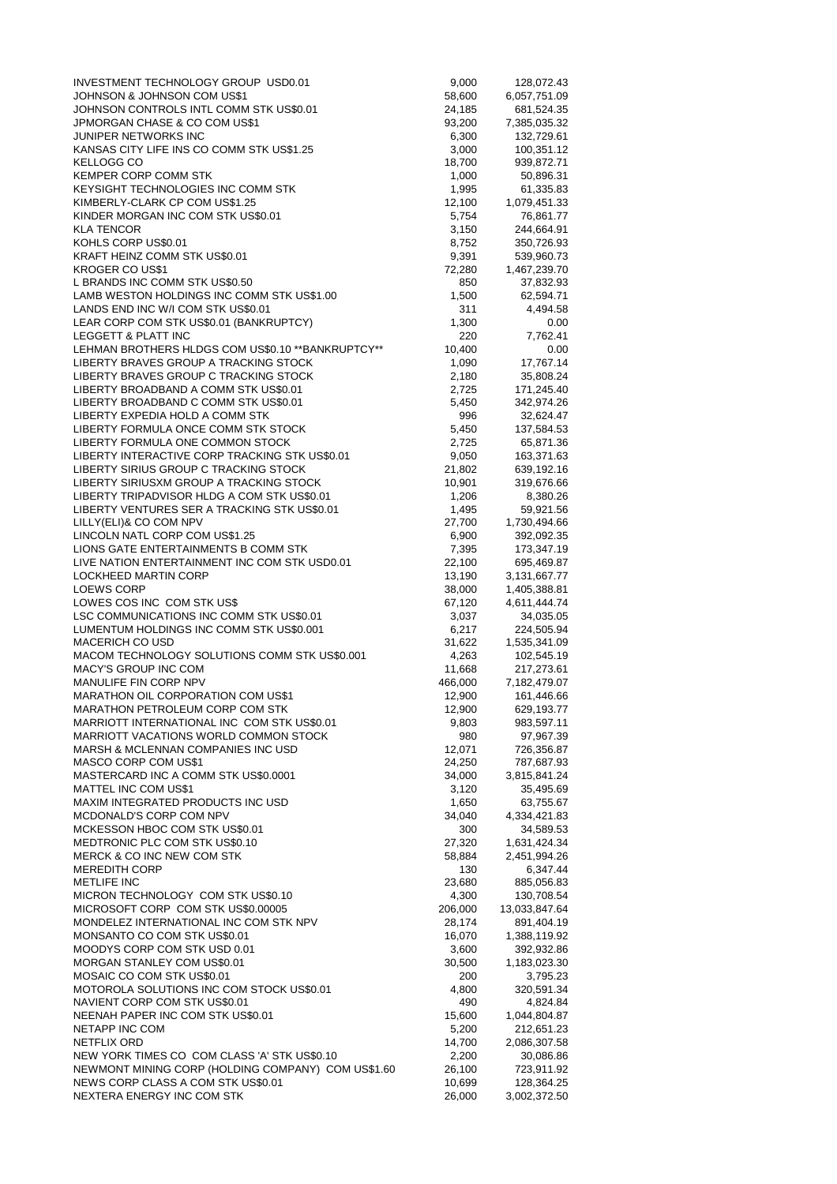| | | |
|---|---|---|
| INVESTMENT TECHNOLOGY GROUP USD0.01 | 9,000 | 128,072.43 |
| JOHNSON & JOHNSON COM US$1 | 58,600 | 6,057,751.09 |
| JOHNSON CONTROLS INTL COMM STK US$0.01 | 24,185 | 681,524.35 |
| JPMORGAN CHASE & CO COM US$1 | 93,200 | 7,385,035.32 |
| JUNIPER NETWORKS INC | 6,300 | 132,729.61 |
| KANSAS CITY LIFE INS CO COMM STK US$1.25 | 3,000 | 100,351.12 |
| KELLOGG CO | 18,700 | 939,872.71 |
| KEMPER CORP COMM STK | 1,000 | 50,896.31 |
| KEYSIGHT TECHNOLOGIES INC COMM STK | 1,995 | 61,335.83 |
| KIMBERLY-CLARK CP COM US$1.25 | 12,100 | 1,079,451.33 |
| KINDER MORGAN INC COM STK US$0.01 | 5,754 | 76,861.77 |
| KLA TENCOR | 3,150 | 244,664.91 |
| KOHLS CORP US$0.01 | 8,752 | 350,726.93 |
| KRAFT HEINZ COMM STK US$0.01 | 9,391 | 539,960.73 |
| KROGER CO US$1 | 72,280 | 1,467,239.70 |
| L BRANDS INC COMM STK US$0.50 | 850 | 37,832.93 |
| LAMB WESTON HOLDINGS INC COMM STK US$1.00 | 1,500 | 62,594.71 |
| LANDS END INC W/I COM STK US$0.01 | 311 | 4,494.58 |
| LEAR CORP COM STK US$0.01 (BANKRUPTCY) | 1,300 | 0.00 |
| LEGGETT & PLATT INC | 220 | 7,762.41 |
| LEHMAN BROTHERS HLDGS COM US$0.10 **BANKRUPTCY** | 10,400 | 0.00 |
| LIBERTY BRAVES GROUP A TRACKING STOCK | 1,090 | 17,767.14 |
| LIBERTY BRAVES GROUP C TRACKING STOCK | 2,180 | 35,808.24 |
| LIBERTY BROADBAND A COMM STK US$0.01 | 2,725 | 171,245.40 |
| LIBERTY BROADBAND C COMM STK US$0.01 | 5,450 | 342,974.26 |
| LIBERTY EXPEDIA HOLD A COMM STK | 996 | 32,624.47 |
| LIBERTY FORMULA ONCE COMM STK STOCK | 5,450 | 137,584.53 |
| LIBERTY FORMULA ONE COMMON STOCK | 2,725 | 65,871.36 |
| LIBERTY INTERACTIVE CORP TRACKING STK US$0.01 | 9,050 | 163,371.63 |
| LIBERTY SIRIUS GROUP C TRACKING STOCK | 21,802 | 639,192.16 |
| LIBERTY SIRIUSXM GROUP A TRACKING STOCK | 10,901 | 319,676.66 |
| LIBERTY TRIPADVISOR HLDG A COM STK US$0.01 | 1,206 | 8,380.26 |
| LIBERTY VENTURES SER A TRACKING STK US$0.01 | 1,495 | 59,921.56 |
| LILLY(ELI)& CO COM NPV | 27,700 | 1,730,494.66 |
| LINCOLN NATL CORP COM US$1.25 | 6,900 | 392,092.35 |
| LIONS GATE ENTERTAINMENTS B COMM STK | 7,395 | 173,347.19 |
| LIVE NATION ENTERTAINMENT INC COM STK USD0.01 | 22,100 | 695,469.87 |
| LOCKHEED MARTIN CORP | 13,190 | 3,131,667.77 |
| LOEWS CORP | 38,000 | 1,405,388.81 |
| LOWES COS INC COM STK US$ | 67,120 | 4,611,444.74 |
| LSC COMMUNICATIONS INC COMM STK US$0.01 | 3,037 | 34,035.05 |
| LUMENTUM HOLDINGS INC COMM STK US$0.001 | 6,217 | 224,505.94 |
| MACERICH CO USD | 31,622 | 1,535,341.09 |
| MACOM TECHNOLOGY SOLUTIONS COMM STK US$0.001 | 4,263 | 102,545.19 |
| MACY'S GROUP INC COM | 11,668 | 217,273.61 |
| MANULIFE FIN CORP NPV | 466,000 | 7,182,479.07 |
| MARATHON OIL CORPORATION COM US$1 | 12,900 | 161,446.66 |
| MARATHON PETROLEUM CORP COM STK | 12,900 | 629,193.77 |
| MARRIOTT INTERNATIONAL INC COM STK US$0.01 | 9,803 | 983,597.11 |
| MARRIOTT VACATIONS WORLD COMMON STOCK | 980 | 97,967.39 |
| MARSH & MCLENNAN COMPANIES INC USD | 12,071 | 726,356.87 |
| MASCO CORP COM US$1 | 24,250 | 787,687.93 |
| MASTERCARD INC A COMM STK US$0.0001 | 34,000 | 3,815,841.24 |
| MATTEL INC COM US$1 | 3,120 | 35,495.69 |
| MAXIM INTEGRATED PRODUCTS INC USD | 1,650 | 63,755.67 |
| MCDONALD'S CORP COM NPV | 34,040 | 4,334,421.83 |
| MCKESSON HBOC COM STK US$0.01 | 300 | 34,589.53 |
| MEDTRONIC PLC COM STK US$0.10 | 27,320 | 1,631,424.34 |
| MERCK & CO INC NEW COM STK | 58,884 | 2,451,994.26 |
| MEREDITH CORP | 130 | 6,347.44 |
| METLIFE INC | 23,680 | 885,056.83 |
| MICRON TECHNOLOGY COM STK US$0.10 | 4,300 | 130,708.54 |
| MICROSOFT CORP COM STK US$0.00005 | 206,000 | 13,033,847.64 |
| MONDELEZ INTERNATIONAL INC COM STK NPV | 28,174 | 891,404.19 |
| MONSANTO CO COM STK US$0.01 | 16,070 | 1,388,119.92 |
| MOODYS CORP COM STK USD 0.01 | 3,600 | 392,932.86 |
| MORGAN STANLEY COM US$0.01 | 30,500 | 1,183,023.30 |
| MOSAIC CO COM STK US$0.01 | 200 | 3,795.23 |
| MOTOROLA SOLUTIONS INC COM STOCK US$0.01 | 4,800 | 320,591.34 |
| NAVIENT CORP COM STK US$0.01 | 490 | 4,824.84 |
| NEENAH PAPER INC COM STK US$0.01 | 15,600 | 1,044,804.87 |
| NETAPP INC COM | 5,200 | 212,651.23 |
| NETFLIX ORD | 14,700 | 2,086,307.58 |
| NEW YORK TIMES CO COM CLASS 'A' STK US$0.10 | 2,200 | 30,086.86 |
| NEWMONT MINING CORP (HOLDING COMPANY) COM US$1.60 | 26,100 | 723,911.92 |
| NEWS CORP CLASS A COM STK US$0.01 | 10,699 | 128,364.25 |
| NEXTERA ENERGY INC COM STK | 26,000 | 3,002,372.50 |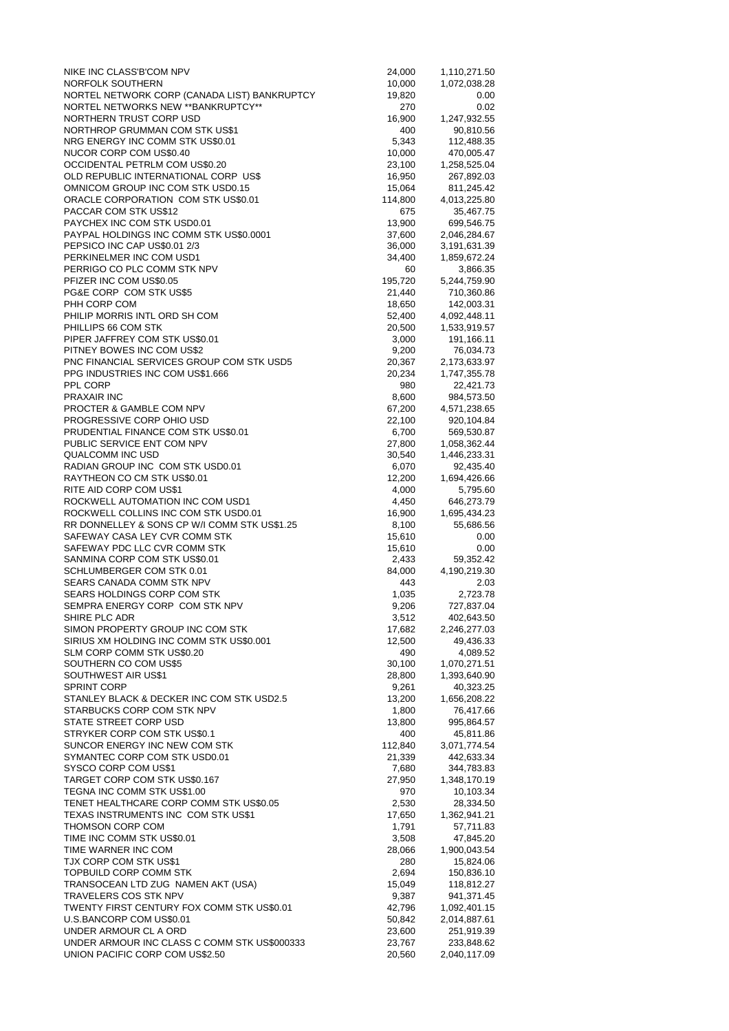| | | |
|---|---|---|
| NIKE INC CLASS'B'COM NPV | 24,000 | 1,110,271.50 |
| NORFOLK SOUTHERN | 10,000 | 1,072,038.28 |
| NORTEL NETWORK CORP (CANADA LIST) BANKRUPTCY | 19,820 | 0.00 |
| NORTEL NETWORKS NEW **BANKRUPTCY** | 270 | 0.02 |
| NORTHERN TRUST CORP USD | 16,900 | 1,247,932.55 |
| NORTHROP GRUMMAN COM STK US$1 | 400 | 90,810.56 |
| NRG ENERGY INC COMM STK US$0.01 | 5,343 | 112,488.35 |
| NUCOR CORP COM US$0.40 | 10,000 | 470,005.47 |
| OCCIDENTAL PETRLM COM US$0.20 | 23,100 | 1,258,525.04 |
| OLD REPUBLIC INTERNATIONAL CORP US$ | 16,950 | 267,892.03 |
| OMNICOM GROUP INC COM STK USD0.15 | 15,064 | 811,245.42 |
| ORACLE CORPORATION COM STK US$0.01 | 114,800 | 4,013,225.80 |
| PACCAR COM STK US$12 | 675 | 35,467.75 |
| PAYCHEX INC COM STK USD0.01 | 13,900 | 699,546.75 |
| PAYPAL HOLDINGS INC COMM STK US$0.0001 | 37,600 | 2,046,284.67 |
| PEPSICO INC CAP US$0.01 2/3 | 36,000 | 3,191,631.39 |
| PERKINELMER INC COM USD1 | 34,400 | 1,859,672.24 |
| PERRIGO CO PLC COMM STK NPV | 60 | 3,866.35 |
| PFIZER INC COM US$0.05 | 195,720 | 5,244,759.90 |
| PG&E CORP COM STK US$5 | 21,440 | 710,360.86 |
| PHH CORP COM | 18,650 | 142,003.31 |
| PHILIP MORRIS INTL ORD SH COM | 52,400 | 4,092,448.11 |
| PHILLIPS 66 COM STK | 20,500 | 1,533,919.57 |
| PIPER JAFFREY COM STK US$0.01 | 3,000 | 191,166.11 |
| PITNEY BOWES INC COM US$2 | 9,200 | 76,034.73 |
| PNC FINANCIAL SERVICES GROUP COM STK USD5 | 20,367 | 2,173,633.97 |
| PPG INDUSTRIES INC COM US$1.666 | 20,234 | 1,747,355.78 |
| PPL CORP | 980 | 22,421.73 |
| PRAXAIR INC | 8,600 | 984,573.50 |
| PROCTER & GAMBLE COM NPV | 67,200 | 4,571,238.65 |
| PROGRESSIVE CORP OHIO USD | 22,100 | 920,104.84 |
| PRUDENTIAL FINANCE COM STK US$0.01 | 6,700 | 569,530.87 |
| PUBLIC SERVICE ENT COM NPV | 27,800 | 1,058,362.44 |
| QUALCOMM INC USD | 30,540 | 1,446,233.31 |
| RADIAN GROUP INC COM STK USD0.01 | 6,070 | 92,435.40 |
| RAYTHEON CO CM STK US$0.01 | 12,200 | 1,694,426.66 |
| RITE AID CORP COM US$1 | 4,000 | 5,795.60 |
| ROCKWELL AUTOMATION INC COM USD1 | 4,450 | 646,273.79 |
| ROCKWELL COLLINS INC COM STK USD0.01 | 16,900 | 1,695,434.23 |
| RR DONNELLEY & SONS CP W/I COMM STK US$1.25 | 8,100 | 55,686.56 |
| SAFEWAY CASA LEY CVR COMM STK | 15,610 | 0.00 |
| SAFEWAY PDC LLC CVR COMM STK | 15,610 | 0.00 |
| SANMINA CORP COM STK US$0.01 | 2,433 | 59,352.42 |
| SCHLUMBERGER COM STK 0.01 | 84,000 | 4,190,219.30 |
| SEARS CANADA COMM STK NPV | 443 | 2.03 |
| SEARS HOLDINGS CORP COM STK | 1,035 | 2,723.78 |
| SEMPRA ENERGY CORP COM STK NPV | 9,206 | 727,837.04 |
| SHIRE PLC ADR | 3,512 | 402,643.50 |
| SIMON PROPERTY GROUP INC COM STK | 17,682 | 2,246,277.03 |
| SIRIUS XM HOLDING INC COMM STK US$0.001 | 12,500 | 49,436.33 |
| SLM CORP COMM STK US$0.20 | 490 | 4,089.52 |
| SOUTHERN CO COM US$5 | 30,100 | 1,070,271.51 |
| SOUTHWEST AIR US$1 | 28,800 | 1,393,640.90 |
| SPRINT CORP | 9,261 | 40,323.25 |
| STANLEY BLACK & DECKER INC COM STK USD2.5 | 13,200 | 1,656,208.22 |
| STARBUCKS CORP COM STK NPV | 1,800 | 76,417.66 |
| STATE STREET CORP USD | 13,800 | 995,864.57 |
| STRYKER CORP COM STK US$0.1 | 400 | 45,811.86 |
| SUNCOR ENERGY INC NEW COM STK | 112,840 | 3,071,774.54 |
| SYMANTEC CORP COM STK USD0.01 | 21,339 | 442,633.34 |
| SYSCO CORP COM US$1 | 7,680 | 344,783.83 |
| TARGET CORP COM STK US$0.167 | 27,950 | 1,348,170.19 |
| TEGNA INC COMM STK US$1.00 | 970 | 10,103.34 |
| TENET HEALTHCARE CORP COMM STK US$0.05 | 2,530 | 28,334.50 |
| TEXAS INSTRUMENTS INC COM STK US$1 | 17,650 | 1,362,941.21 |
| THOMSON CORP COM | 1,791 | 57,711.83 |
| TIME INC COMM STK US$0.01 | 3,508 | 47,845.20 |
| TIME WARNER INC COM | 28,066 | 1,900,043.54 |
| TJX CORP COM STK US$1 | 280 | 15,824.06 |
| TOPBUILD CORP COMM STK | 2,694 | 150,836.10 |
| TRANSOCEAN LTD ZUG NAMEN AKT (USA) | 15,049 | 118,812.27 |
| TRAVELERS COS STK NPV | 9,387 | 941,371.45 |
| TWENTY FIRST CENTURY FOX COMM STK US$0.01 | 42,796 | 1,092,401.15 |
| U.S.BANCORP COM US$0.01 | 50,842 | 2,014,887.61 |
| UNDER ARMOUR CL A ORD | 23,600 | 251,919.39 |
| UNDER ARMOUR INC CLASS C COMM STK US$000333 | 23,767 | 233,848.62 |
| UNION PACIFIC CORP COM US$2.50 | 20,560 | 2,040,117.09 |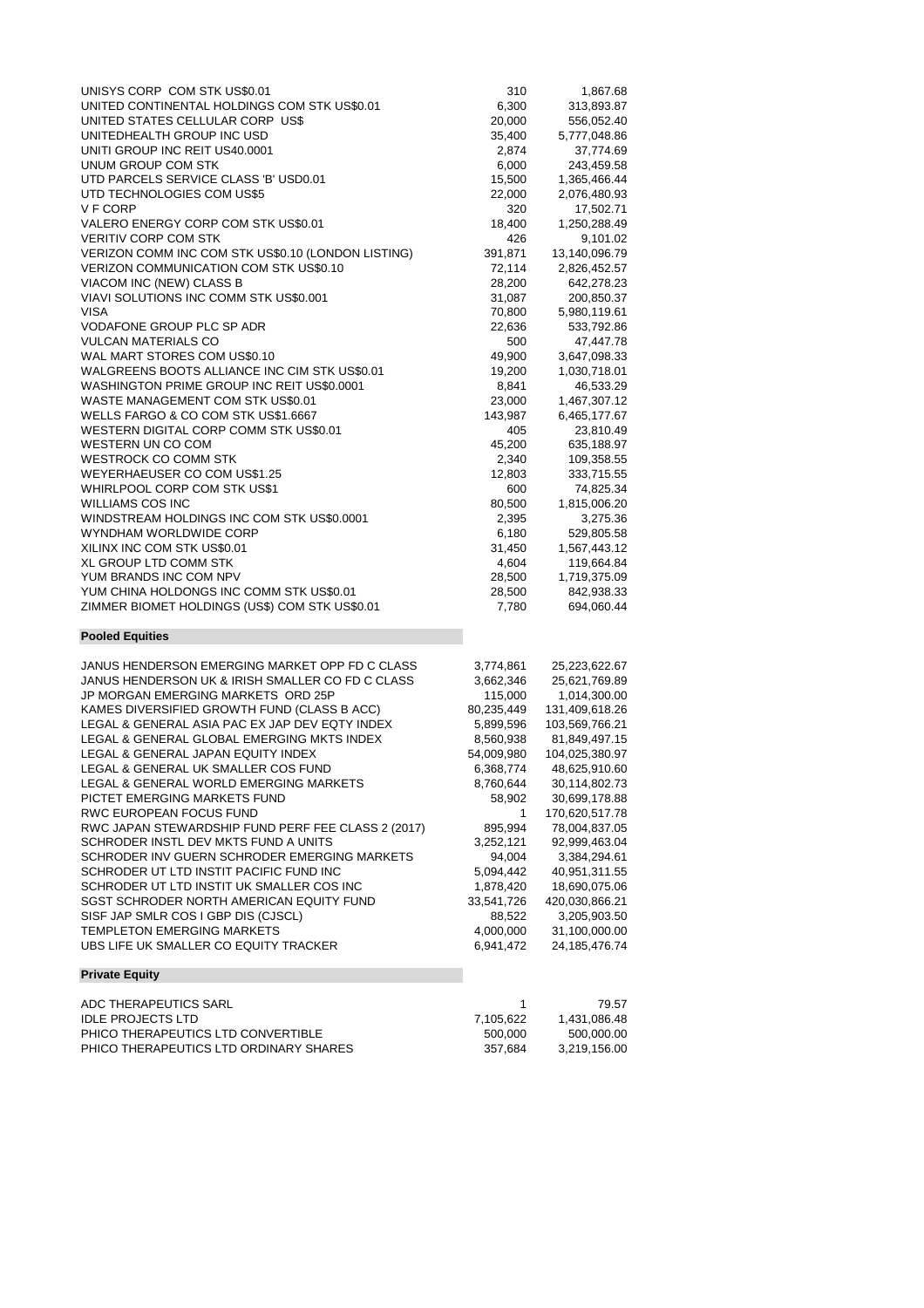| | | |
|---|---|---|
| UNISYS CORP COM STK US$0.01 | 310 | 1,867.68 |
| UNITED CONTINENTAL HOLDINGS COM STK US$0.01 | 6,300 | 313,893.87 |
| UNITED STATES CELLULAR CORP US$ | 20,000 | 556,052.40 |
| UNITEDHEALTH GROUP INC USD | 35,400 | 5,777,048.86 |
| UNITI GROUP INC REIT US40.0001 | 2,874 | 37,774.69 |
| UNUM GROUP COM STK | 6,000 | 243,459.58 |
| UTD PARCELS SERVICE CLASS 'B' USD0.01 | 15,500 | 1,365,466.44 |
| UTD TECHNOLOGIES COM US$5 | 22,000 | 2,076,480.93 |
| V F CORP | 320 | 17,502.71 |
| VALERO ENERGY CORP COM STK US$0.01 | 18,400 | 1,250,288.49 |
| VERITIV CORP COM STK | 426 | 9,101.02 |
| VERIZON COMM INC COM STK US$0.10 (LONDON LISTING) | 391,871 | 13,140,096.79 |
| VERIZON COMMUNICATION COM STK US$0.10 | 72,114 | 2,826,452.57 |
| VIACOM INC (NEW) CLASS B | 28,200 | 642,278.23 |
| VIAVI SOLUTIONS INC COMM STK US$0.001 | 31,087 | 200,850.37 |
| VISA | 70,800 | 5,980,119.61 |
| VODAFONE GROUP PLC SP ADR | 22,636 | 533,792.86 |
| VULCAN MATERIALS CO | 500 | 47,447.78 |
| WAL MART STORES COM US$0.10 | 49,900 | 3,647,098.33 |
| WALGREENS BOOTS ALLIANCE INC CIM STK US$0.01 | 19,200 | 1,030,718.01 |
| WASHINGTON PRIME GROUP INC REIT US$0.0001 | 8,841 | 46,533.29 |
| WASTE MANAGEMENT COM STK US$0.01 | 23,000 | 1,467,307.12 |
| WELLS FARGO & CO COM STK US$1.6667 | 143,987 | 6,465,177.67 |
| WESTERN DIGITAL CORP COMM STK US$0.01 | 405 | 23,810.49 |
| WESTERN UN CO COM | 45,200 | 635,188.97 |
| WESTROCK CO COMM STK | 2,340 | 109,358.55 |
| WEYERHAEUSER CO COM US$1.25 | 12,803 | 333,715.55 |
| WHIRLPOOL CORP COM STK US$1 | 600 | 74,825.34 |
| WILLIAMS COS INC | 80,500 | 1,815,006.20 |
| WINDSTREAM HOLDINGS INC COM STK US$0.0001 | 2,395 | 3,275.36 |
| WYNDHAM WORLDWIDE CORP | 6,180 | 529,805.58 |
| XILINX INC COM STK US$0.01 | 31,450 | 1,567,443.12 |
| XL GROUP LTD COMM STK | 4,604 | 119,664.84 |
| YUM BRANDS INC COM NPV | 28,500 | 1,719,375.09 |
| YUM CHINA HOLDONGS INC COMM STK US$0.01 | 28,500 | 842,938.33 |
| ZIMMER BIOMET HOLDINGS (US$) COM STK US$0.01 | 7,780 | 694,060.44 |

**Pooled Equities**

| | | |
|---|---|---|
| JANUS HENDERSON EMERGING MARKET OPP FD C CLASS | 3,774,861 | 25,223,622.67 |
| JANUS HENDERSON UK & IRISH SMALLER CO FD C CLASS | 3,662,346 | 25,621,769.89 |
| JP MORGAN EMERGING MARKETS ORD 25P | 115,000 | 1,014,300.00 |
| KAMES DIVERSIFIED GROWTH FUND (CLASS B ACC) | 80,235,449 | 131,409,618.26 |
| LEGAL & GENERAL ASIA PAC EX JAP DEV EQTY INDEX | 5,899,596 | 103,569,766.21 |
| LEGAL & GENERAL GLOBAL EMERGING MKTS INDEX | 8,560,938 | 81,849,497.15 |
| LEGAL & GENERAL JAPAN EQUITY INDEX | 54,009,980 | 104,025,380.97 |
| LEGAL & GENERAL UK SMALLER COS FUND | 6,368,774 | 48,625,910.60 |
| LEGAL & GENERAL WORLD EMERGING MARKETS | 8,760,644 | 30,114,802.73 |
| PICTET EMERGING MARKETS FUND | 58,902 | 30,699,178.88 |
| RWC EUROPEAN FOCUS FUND | 1 | 170,620,517.78 |
| RWC JAPAN STEWARDSHIP FUND PERF FEE CLASS 2 (2017) | 895,994 | 78,004,837.05 |
| SCHRODER INSTL DEV MKTS FUND A UNITS | 3,252,121 | 92,999,463.04 |
| SCHRODER INV GUERN SCHRODER EMERGING MARKETS | 94,004 | 3,384,294.61 |
| SCHRODER UT LTD INSTIT PACIFIC FUND INC | 5,094,442 | 40,951,311.55 |
| SCHRODER UT LTD INSTIT UK SMALLER COS INC | 1,878,420 | 18,690,075.06 |
| SGST SCHRODER NORTH AMERICAN EQUITY FUND | 33,541,726 | 420,030,866.21 |
| SISF JAP SMLR COS I GBP DIS (CJSCL) | 88,522 | 3,205,903.50 |
| TEMPLETON EMERGING MARKETS | 4,000,000 | 31,100,000.00 |
| UBS LIFE UK SMALLER CO EQUITY TRACKER | 6,941,472 | 24,185,476.74 |

**Private Equity**

| | | |
|---|---|---|
| ADC THERAPEUTICS SARL | 1 | 79.57 |
| IDLE PROJECTS LTD | 7,105,622 | 1,431,086.48 |
| PHICO THERAPEUTICS LTD CONVERTIBLE | 500,000 | 500,000.00 |
| PHICO THERAPEUTICS LTD ORDINARY SHARES | 357,684 | 3,219,156.00 |